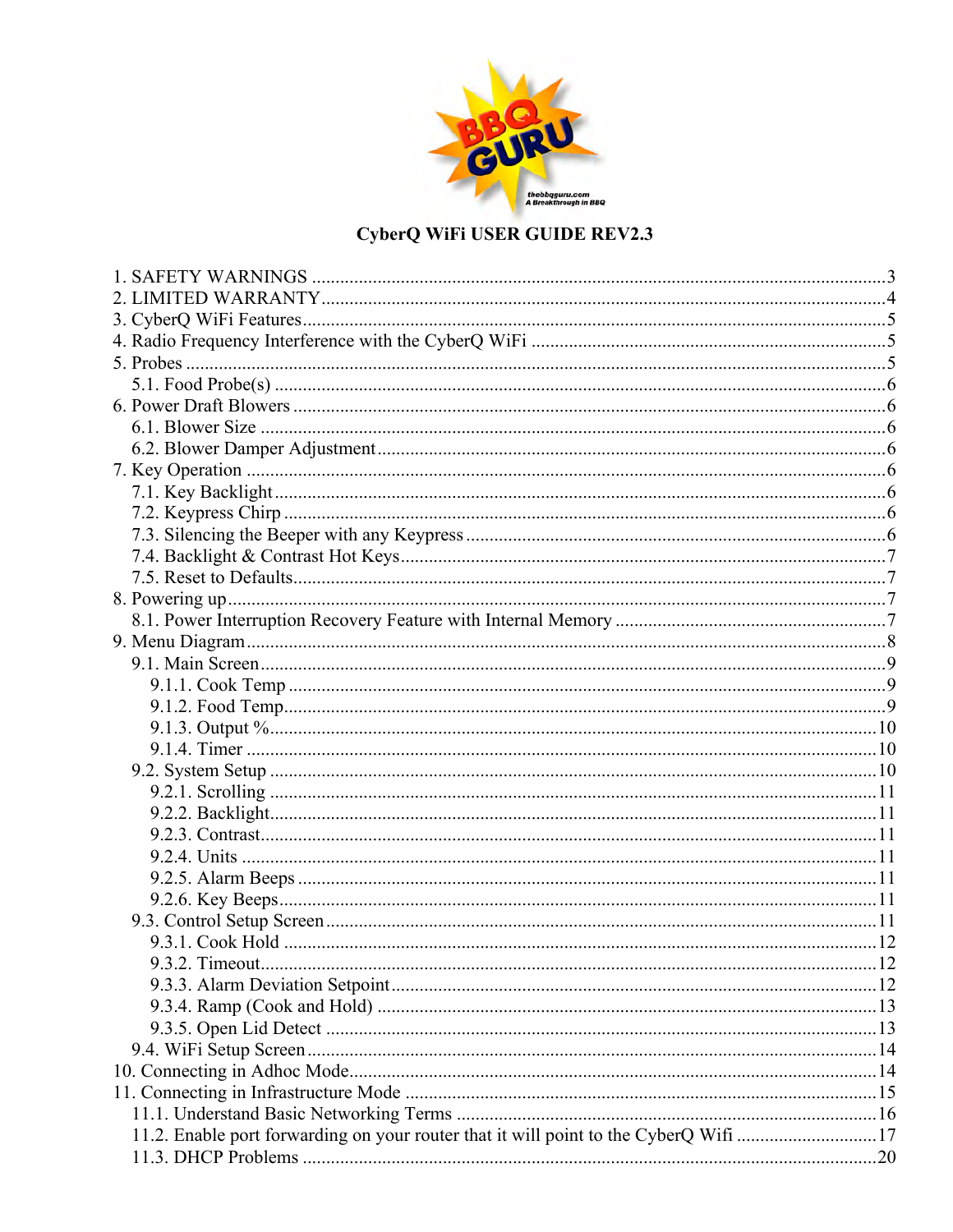# CyberQ WiFi USER GUIDE REV2.3

1. SAFETY WARNINGS ........................................................................................................3
2. LIMITED WARRANTY.....................................................................................................4
3. CyberQ WiFi Features.........................................................................................................5
4. Radio Frequency Interference with the CyberQ WiFi .........................................................5
5. Probes ...................................................................................................................................5
   - 5.1. Food Probe(s) ..............................................................................................................6
6. Power Draft Blowers ............................................................................................................6
   - 6.1. Blower Size .................................................................................................................6
   - 6.2. Blower Damper Adjustment.........................................................................................6
7. Key Operation ......................................................................................................................6
   - 7.1. Key Backlight...............................................................................................................6
   - 7.2. Keypress Chirp .............................................................................................................6
   - 7.3. Silencing the Beeper with any Keypress.......................................................................6
   - 7.4. Backlight & Contrast Hot Keys.....................................................................................7
   - 7.5. Reset to Defaults...........................................................................................................7
8. Powering up..........................................................................................................................7
   - 8.1. Power Interruption Recovery Feature with Internal Memory .......................................7
9. Menu Diagram.......................................................................................................................8
   - 9.1. Main Screen...................................................................................................................9
     - 9.1.1. Cook Temp ..............................................................................................................9
     - 9.1.2. Food Temp...............................................................................................................9
     - 9.1.3. Output %.................................................................................................................10
     - 9.1.4. Timer ......................................................................................................................10
   - 9.2. System Setup ................................................................................................................10
     - 9.2.1. Scrolling .................................................................................................................11
     - 9.2.2. Backlight.................................................................................................................11
     - 9.2.3. Contrast...................................................................................................................11
     - 9.2.4. Units .......................................................................................................................11
     - 9.2.5. Alarm Beeps ...........................................................................................................11
     - 9.2.6. Key Beeps...............................................................................................................11
   - 9.3. Control Setup Screen....................................................................................................11
     - 9.3.1. Cook Hold ..............................................................................................................12
     - 9.3.2. Timeout...................................................................................................................12
     - 9.3.3. Alarm Deviation Setpoint.......................................................................................12
     - 9.3.4. Ramp (Cook and Hold) ..........................................................................................13
     - 9.3.5. Open Lid Detect .....................................................................................................13
   - 9.4. WiFi Setup Screen........................................................................................................14
10. Connecting in Adhoc Mode................................................................................................14
11. Connecting in Infrastructure Mode ....................................................................................15
   - 11.1. Understand Basic Networking Terms ........................................................................16
   - 11.2. Enable port forwarding on your router that it will point to the CyberQ Wifi ..............17
   - 11.3. DHCP Problems ..........................................................................................................20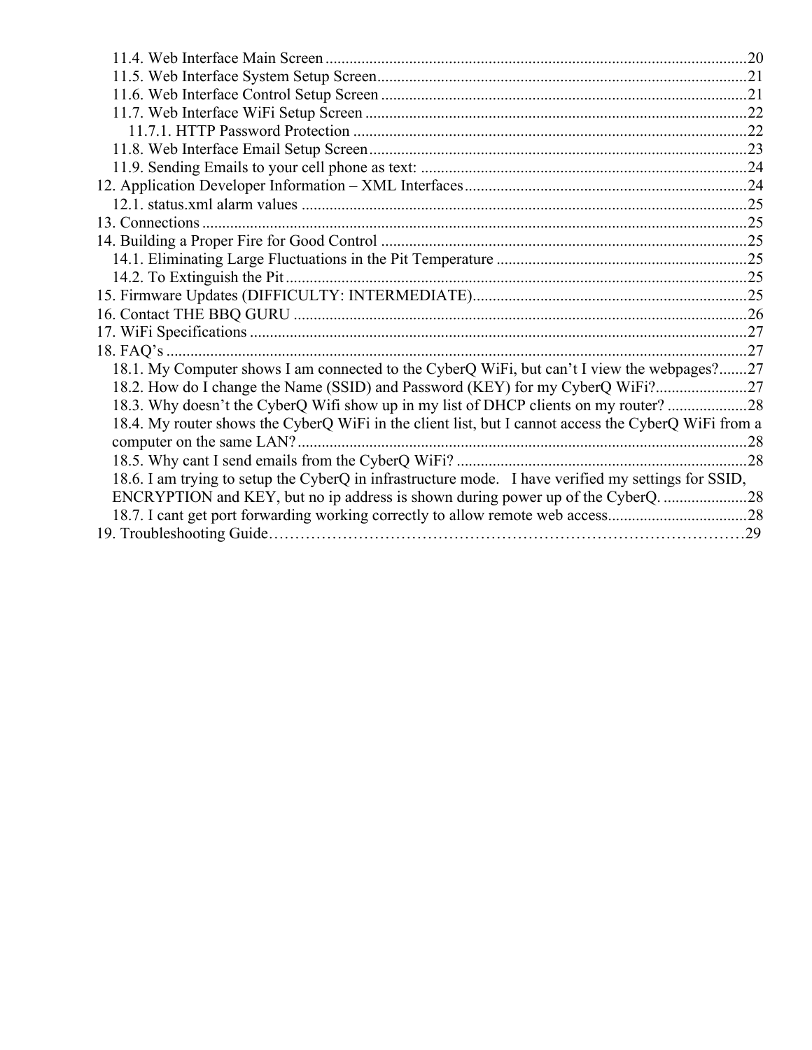11.4. Web Interface Main Screen ....................................................................................................20
11.5. Web Interface System Setup Screen.........................................................................................21
11.6. Web Interface Control Setup Screen ........................................................................................21
11.7. Web Interface WiFi Setup Screen .............................................................................................22
11.7.1. HTTP Password Protection ..................................................................................................22
11.8. Web Interface Email Setup Screen............................................................................................23
11.9. Sending Emails to your cell phone as text: ...............................................................................24
12. Application Developer Information – XML Interfaces.....................................................................24
12.1. status.xml alarm values .............................................................................................................25
13. Connections ......................................................................................................................................25
14. Building a Proper Fire for Good Control ..........................................................................................25
14.1. Eliminating Large Fluctuations in the Pit Temperature ............................................................25
14.2. To Extinguish the Pit .................................................................................................................25
15. Firmware Updates (DIFFICULTY: INTERMEDIATE)...................................................................25
16. Contact THE BBQ GURU ................................................................................................................26
17. WiFi Specifications ..........................................................................................................................27
18. FAQ's ................................................................................................................................................27
18.1. My Computer shows I am connected to the CyberQ WiFi, but can't I view the webpages?.......27
18.2. How do I change the Name (SSID) and Password (KEY) for my CyberQ WiFi?.......................27
18.3. Why doesn't the CyberQ Wifi show up in my list of DHCP clients on my router? ....................28
18.4. My router shows the CyberQ WiFi in the client list, but I cannot access the CyberQ WiFi from a computer on the same LAN?..............................................................................................................28
18.5. Why cant I send emails from the CyberQ WiFi? .......................................................................28
18.6. I am trying to setup the CyberQ in infrastructure mode. I have verified my settings for SSID, ENCRYPTION and KEY, but no ip address is shown during power up of the CyberQ. ....................28
18.7. I cant get port forwarding working correctly to allow remote web access.................................28
19. Troubleshooting Guide………………………………………………………………………………29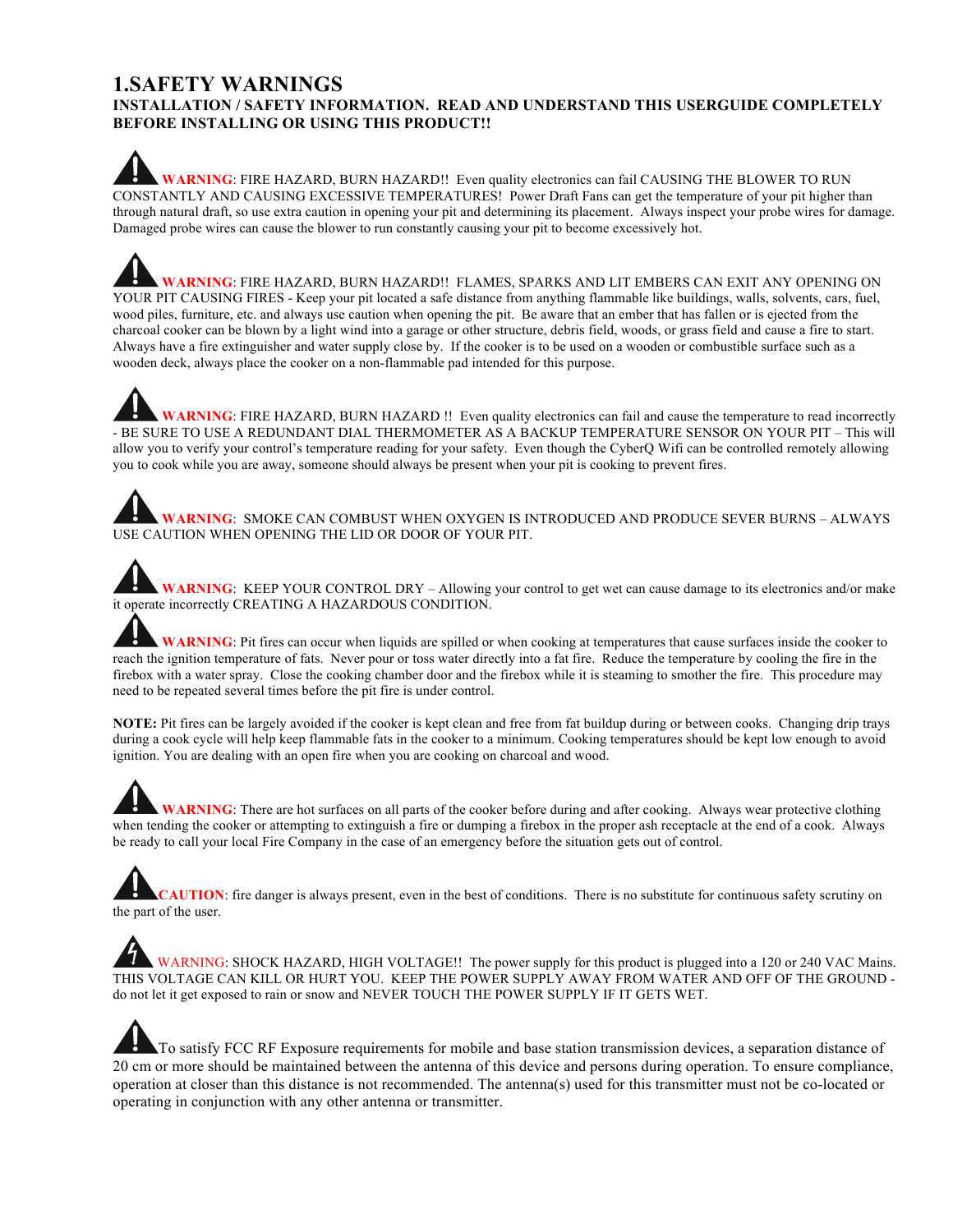# 1.SAFETY WARNINGS

**INSTALLATION / SAFETY INFORMATION. READ AND UNDERSTAND THIS USERGUIDE COMPLETELY BEFORE INSTALLING OR USING THIS PRODUCT!!**

**WARNING**: FIRE HAZARD, BURN HAZARD!! Even quality electronics can fail CAUSING THE BLOWER TO RUN CONSTANTLY AND CAUSING EXCESSIVE TEMPERATURES! Power Draft Fans can get the temperature of your pit higher than through natural draft, so use extra caution in opening your pit and determining its placement. Always inspect your probe wires for damage. Damaged probe wires can cause the blower to run constantly causing your pit to become excessively hot.

**WARNING**: FIRE HAZARD, BURN HAZARD!! FLAMES, SPARKS AND LIT EMBERS CAN EXIT ANY OPENING ON YOUR PIT CAUSING FIRES - Keep your pit located a safe distance from anything flammable like buildings, walls, solvents, cars, fuel, wood piles, furniture, etc. and always use caution when opening the pit. Be aware that an ember that has fallen or is ejected from the charcoal cooker can be blown by a light wind into a garage or other structure, debris field, woods, or grass field and cause a fire to start. Always have a fire extinguisher and water supply close by. If the cooker is to be used on a wooden or combustible surface such as a wooden deck, always place the cooker on a non-flammable pad intended for this purpose.

**WARNING**: FIRE HAZARD, BURN HAZARD !! Even quality electronics can fail and cause the temperature to read incorrectly - BE SURE TO USE A REDUNDANT DIAL THERMOMETER AS A BACKUP TEMPERATURE SENSOR ON YOUR PIT – This will allow you to verify your control's temperature reading for your safety. Even though the CyberQ Wifi can be controlled remotely allowing you to cook while you are away, someone should always be present when your pit is cooking to prevent fires.

**WARNING**: SMOKE CAN COMBUST WHEN OXYGEN IS INTRODUCED AND PRODUCE SEVER BURNS – ALWAYS USE CAUTION WHEN OPENING THE LID OR DOOR OF YOUR PIT.

**WARNING**: KEEP YOUR CONTROL DRY – Allowing your control to get wet can cause damage to its electronics and/or make it operate incorrectly CREATING A HAZARDOUS CONDITION.

**WARNING**: Pit fires can occur when liquids are spilled or when cooking at temperatures that cause surfaces inside the cooker to reach the ignition temperature of fats. Never pour or toss water directly into a fat fire. Reduce the temperature by cooling the fire in the firebox with a water spray. Close the cooking chamber door and the firebox while it is steaming to smother the fire. This procedure may need to be repeated several times before the pit fire is under control.

**NOTE:** Pit fires can be largely avoided if the cooker is kept clean and free from fat buildup during or between cooks. Changing drip trays during a cook cycle will help keep flammable fats in the cooker to a minimum. Cooking temperatures should be kept low enough to avoid ignition. You are dealing with an open fire when you are cooking on charcoal and wood.

**WARNING**: There are hot surfaces on all parts of the cooker before during and after cooking. Always wear protective clothing when tending the cooker or attempting to extinguish a fire or dumping a firebox in the proper ash receptacle at the end of a cook. Always be ready to call your local Fire Company in the case of an emergency before the situation gets out of control.

**CAUTION**: fire danger is always present, even in the best of conditions. There is no substitute for continuous safety scrutiny on the part of the user.

**WARNING**: SHOCK HAZARD, HIGH VOLTAGE!! The power supply for this product is plugged into a 120 or 240 VAC Mains. THIS VOLTAGE CAN KILL OR HURT YOU. KEEP THE POWER SUPPLY AWAY FROM WATER AND OFF OF THE GROUND - do not let it get exposed to rain or snow and NEVER TOUCH THE POWER SUPPLY IF IT GETS WET.

To satisfy FCC RF Exposure requirements for mobile and base station transmission devices, a separation distance of 20 cm or more should be maintained between the antenna of this device and persons during operation. To ensure compliance, operation at closer than this distance is not recommended. The antenna(s) used for this transmitter must not be co-located or operating in conjunction with any other antenna or transmitter.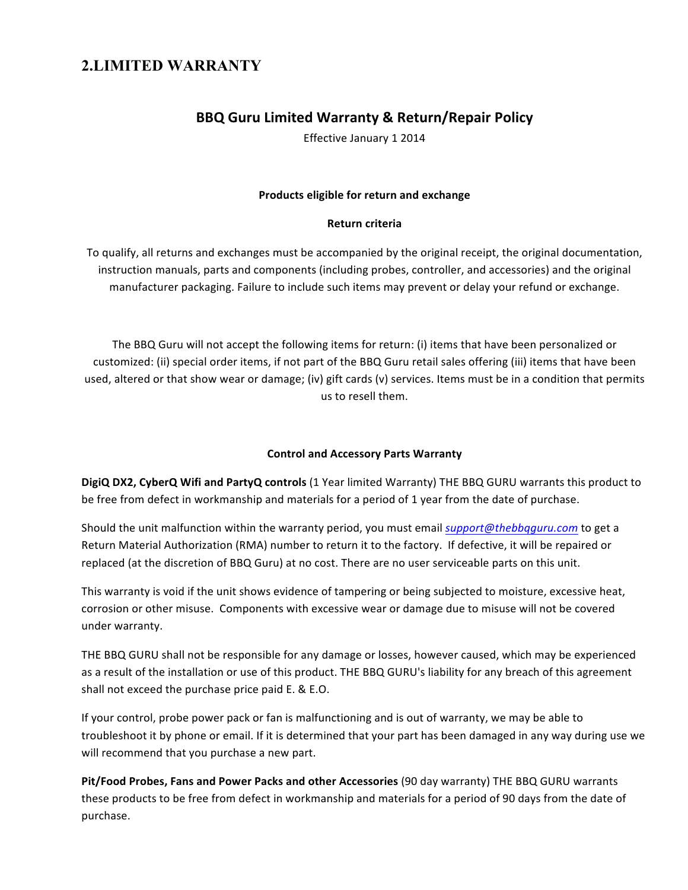## 2.LIMITED WARRANTY

### BBQ Guru Limited Warranty & Return/Repair Policy

Effective January 1 2014

**Products eligible for return and exchange**

**Return criteria**

To qualify, all returns and exchanges must be accompanied by the original receipt, the original documentation, instruction manuals, parts and components (including probes, controller, and accessories) and the original manufacturer packaging. Failure to include such items may prevent or delay your refund or exchange.

The BBQ Guru will not accept the following items for return: (i) items that have been personalized or customized: (ii) special order items, if not part of the BBQ Guru retail sales offering (iii) items that have been used, altered or that show wear or damage; (iv) gift cards (v) services. Items must be in a condition that permits us to resell them.

**Control and Accessory Parts Warranty**

**DigiQ DX2, CyberQ Wifi and PartyQ controls** (1 Year limited Warranty) THE BBQ GURU warrants this product to be free from defect in workmanship and materials for a period of 1 year from the date of purchase.

Should the unit malfunction within the warranty period, you must email *support@thebbqguru.com* to get a Return Material Authorization (RMA) number to return it to the factory. If defective, it will be repaired or replaced (at the discretion of BBQ Guru) at no cost. There are no user serviceable parts on this unit.

This warranty is void if the unit shows evidence of tampering or being subjected to moisture, excessive heat, corrosion or other misuse. Components with excessive wear or damage due to misuse will not be covered under warranty.

THE BBQ GURU shall not be responsible for any damage or losses, however caused, which may be experienced as a result of the installation or use of this product. THE BBQ GURU's liability for any breach of this agreement shall not exceed the purchase price paid E. & E.O.

If your control, probe power pack or fan is malfunctioning and is out of warranty, we may be able to troubleshoot it by phone or email. If it is determined that your part has been damaged in any way during use we will recommend that you purchase a new part.

**Pit/Food Probes, Fans and Power Packs and other Accessories** (90 day warranty) THE BBQ GURU warrants these products to be free from defect in workmanship and materials for a period of 90 days from the date of purchase.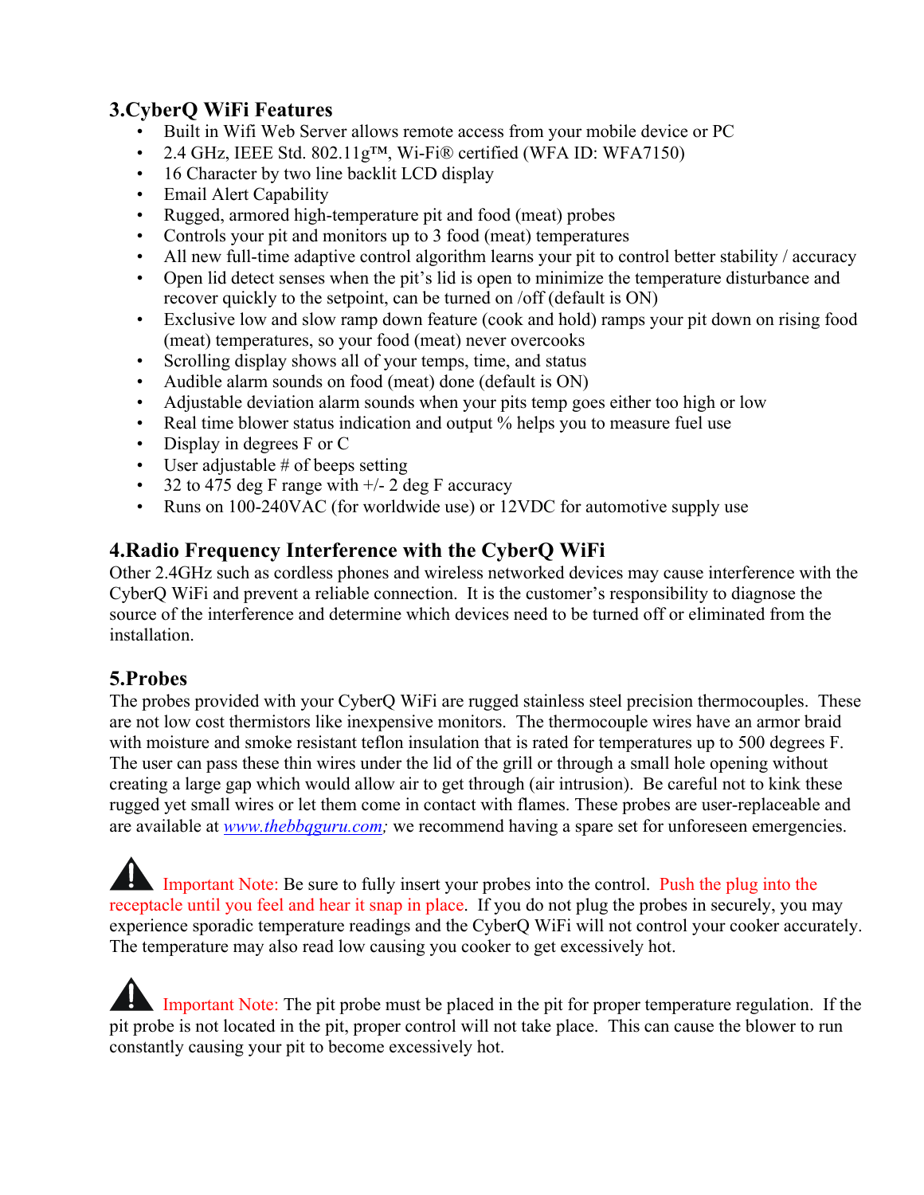## 3.CyberQ WiFi Features

- Built in Wifi Web Server allows remote access from your mobile device or PC
- 2.4 GHz, IEEE Std. 802.11g™, Wi-Fi® certified (WFA ID: WFA7150)
- 16 Character by two line backlit LCD display
- Email Alert Capability
- Rugged, armored high-temperature pit and food (meat) probes
- Controls your pit and monitors up to 3 food (meat) temperatures
- All new full-time adaptive control algorithm learns your pit to control better stability / accuracy
- Open lid detect senses when the pit's lid is open to minimize the temperature disturbance and recover quickly to the setpoint, can be turned on /off (default is ON)
- Exclusive low and slow ramp down feature (cook and hold) ramps your pit down on rising food (meat) temperatures, so your food (meat) never overcooks
- Scrolling display shows all of your temps, time, and status
- Audible alarm sounds on food (meat) done (default is ON)
- Adjustable deviation alarm sounds when your pits temp goes either too high or low
- Real time blower status indication and output % helps you to measure fuel use
- Display in degrees F or C
- User adjustable # of beeps setting
- 32 to 475 deg F range with +/- 2 deg F accuracy
- Runs on 100-240VAC (for worldwide use) or 12VDC for automotive supply use

## 4.Radio Frequency Interference with the CyberQ WiFi

Other 2.4GHz such as cordless phones and wireless networked devices may cause interference with the CyberQ WiFi and prevent a reliable connection. It is the customer's responsibility to diagnose the source of the interference and determine which devices need to be turned off or eliminated from the installation.

## 5.Probes

The probes provided with your CyberQ WiFi are rugged stainless steel precision thermocouples. These are not low cost thermistors like inexpensive monitors. The thermocouple wires have an armor braid with moisture and smoke resistant teflon insulation that is rated for temperatures up to 500 degrees F. The user can pass these thin wires under the lid of the grill or through a small hole opening without creating a large gap which would allow air to get through (air intrusion). Be careful not to kink these rugged yet small wires or let them come in contact with flames. These probes are user-replaceable and are available at *www.thebbqguru.com*; we recommend having a spare set for unforeseen emergencies.

⚠ Important Note: Be sure to fully insert your probes into the control. Push the plug into the receptacle until you feel and hear it snap in place. If you do not plug the probes in securely, you may experience sporadic temperature readings and the CyberQ WiFi will not control your cooker accurately. The temperature may also read low causing you cooker to get excessively hot.

⚠ Important Note: The pit probe must be placed in the pit for proper temperature regulation. If the pit probe is not located in the pit, proper control will not take place. This can cause the blower to run constantly causing your pit to become excessively hot.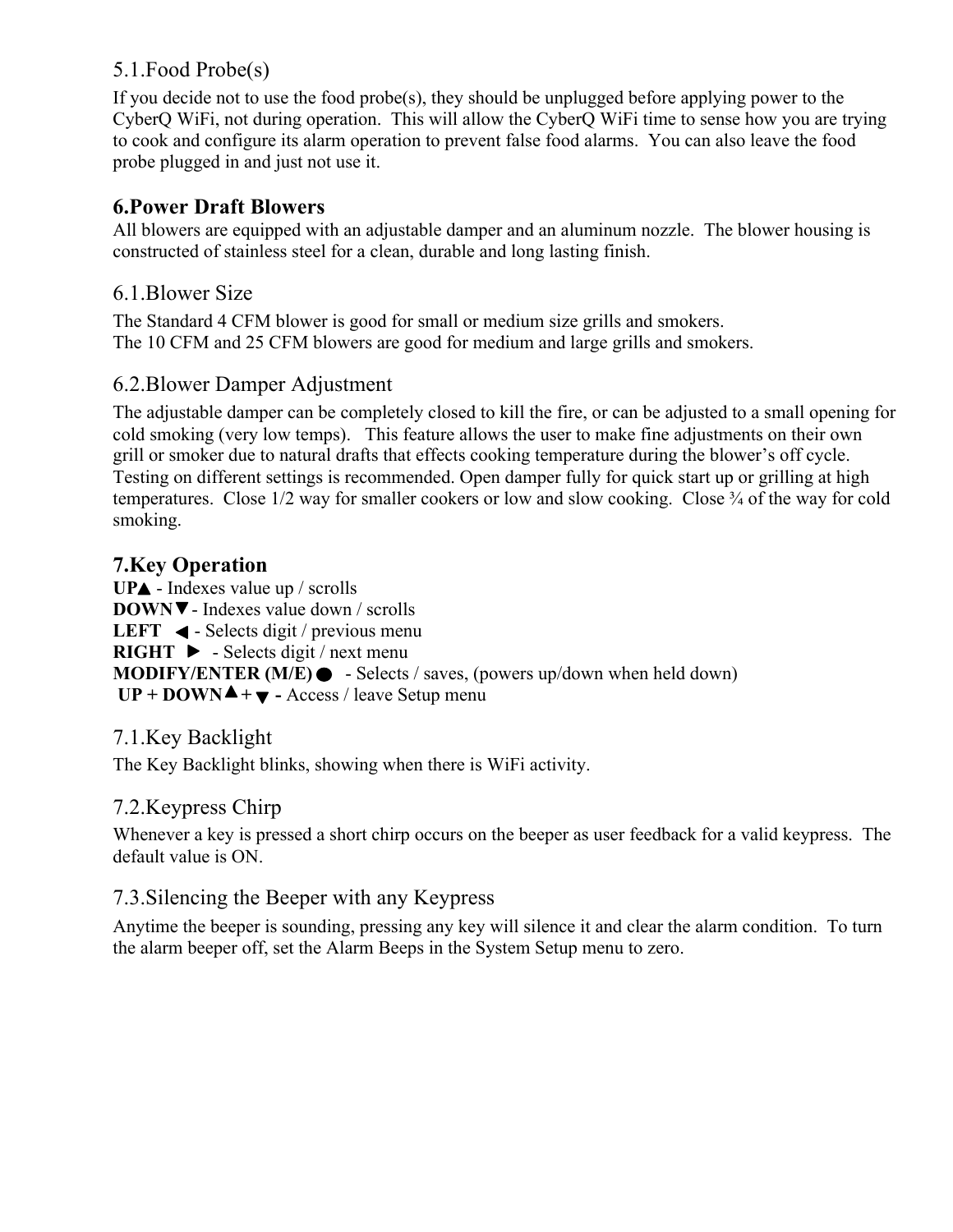### 5.1.Food Probe(s)

If you decide not to use the food probe(s), they should be unplugged before applying power to the CyberQ WiFi, not during operation. This will allow the CyberQ WiFi time to sense how you are trying to cook and configure its alarm operation to prevent false food alarms. You can also leave the food probe plugged in and just not use it.

## 6.Power Draft Blowers

All blowers are equipped with an adjustable damper and an aluminum nozzle. The blower housing is constructed of stainless steel for a clean, durable and long lasting finish.

### 6.1.Blower Size

The Standard 4 CFM blower is good for small or medium size grills and smokers.
The 10 CFM and 25 CFM blowers are good for medium and large grills and smokers.

### 6.2.Blower Damper Adjustment

The adjustable damper can be completely closed to kill the fire, or can be adjusted to a small opening for cold smoking (very low temps). This feature allows the user to make fine adjustments on their own grill or smoker due to natural drafts that effects cooking temperature during the blower's off cycle. Testing on different settings is recommended. Open damper fully for quick start up or grilling at high temperatures. Close 1/2 way for smaller cookers or low and slow cooking. Close ¾ of the way for cold smoking.

## 7.Key Operation

**UP▲** - Indexes value up / scrolls
**DOWN▼** - Indexes value down / scrolls
**LEFT ◄** - Selects digit / previous menu
**RIGHT ►** - Selects digit / next menu
**MODIFY/ENTER (M/E) ●** - Selects / saves, (powers up/down when held down)
**UP + DOWN▲+▼ -** Access / leave Setup menu

### 7.1.Key Backlight

The Key Backlight blinks, showing when there is WiFi activity.

### 7.2.Keypress Chirp

Whenever a key is pressed a short chirp occurs on the beeper as user feedback for a valid keypress. The default value is ON.

### 7.3.Silencing the Beeper with any Keypress

Anytime the beeper is sounding, pressing any key will silence it and clear the alarm condition. To turn the alarm beeper off, set the Alarm Beeps in the System Setup menu to zero.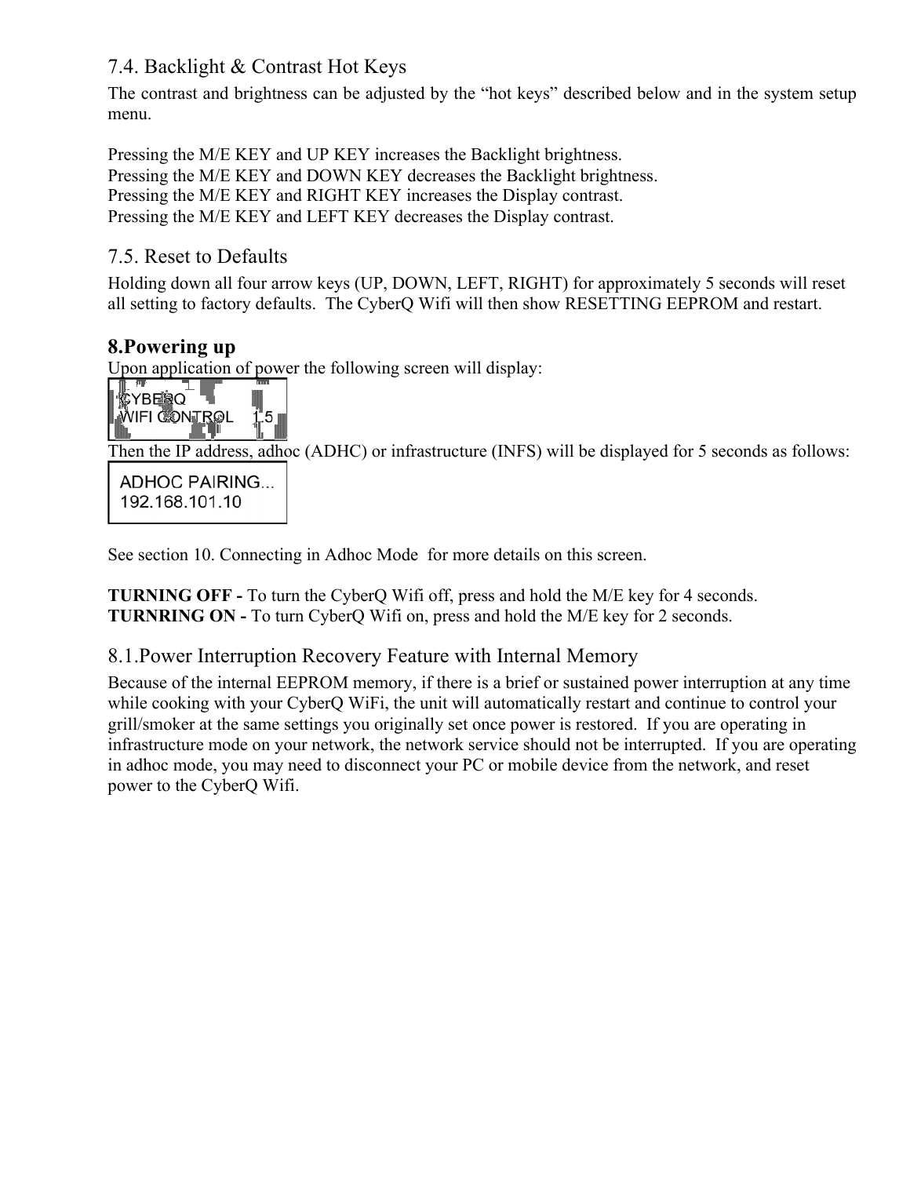## 7.4. Backlight & Contrast Hot Keys

The contrast and brightness can be adjusted by the "hot keys" described below and in the system setup menu.

Pressing the M/E KEY and UP KEY increases the Backlight brightness.
Pressing the M/E KEY and DOWN KEY decreases the Backlight brightness.
Pressing the M/E KEY and RIGHT KEY increases the Display contrast.
Pressing the M/E KEY and LEFT KEY decreases the Display contrast.

## 7.5. Reset to Defaults

Holding down all four arrow keys (UP, DOWN, LEFT, RIGHT) for approximately 5 seconds will reset all setting to factory defaults. The CyberQ Wifi will then show RESETTING EEPROM and restart.

# 8.Powering up

Upon application of power the following screen will display:

```
CYBERQ
WIFI CONTROL    1.5
```

Then the IP address, adhoc (ADHC) or infrastructure (INFS) will be displayed for 5 seconds as follows:

```
ADHOC PAIRING...
192.168.101.10
```

See section 10. Connecting in Adhoc Mode for more details on this screen.

**TURNING OFF -** To turn the CyberQ Wifi off, press and hold the M/E key for 4 seconds.
**TURNRING ON -** To turn CyberQ Wifi on, press and hold the M/E key for 2 seconds.

## 8.1.Power Interruption Recovery Feature with Internal Memory

Because of the internal EEPROM memory, if there is a brief or sustained power interruption at any time while cooking with your CyberQ WiFi, the unit will automatically restart and continue to control your grill/smoker at the same settings you originally set once power is restored. If you are operating in infrastructure mode on your network, the network service should not be interrupted. If you are operating in adhoc mode, you may need to disconnect your PC or mobile device from the network, and reset power to the CyberQ Wifi.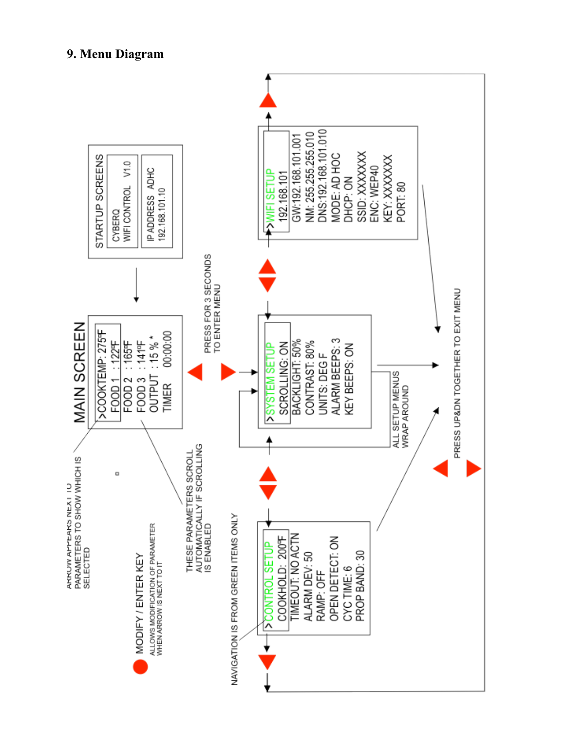## 9. Menu Diagram

STARTUP SCREENS

CYBERQ
WIFI CONTROL V1.0

IP ADDRESS ADHC
192.168.101.10

MAIN SCREEN

>COOKTEMP: 275°F
FOOD 1 : 122°F
FOOD 2 : 165°F
FOOD 3 : 141°F
OUTPUT : 15 % *
TIMER 00:00:00

ARROW APPEARS NEXT TO PARAMETERS TO SHOW WHICH IS SELECTED

MODIFY / ENTER KEY
ALLOWS MODIFICATION OF PARAMETER WHEN ARROW IS NEXT TO IT

THESE PARAMETERS SCROLL AUTOMATICALLY IF SCROLLING IS ENABLED

PRESS FOR 3 SECONDS TO ENTER MENU

>SYSTEM SETUP
SCROLLING: ON
BACKLIGHT: 50%
CONTRAST: 80%
UNITS: DEG F
ALARM BEEPS: 3
KEY BEEPS: ON

>WIFI SETUP
192.168.101
GW:192.168.101.001
NM: 255.255.255.010
DNS:192.168.101.010
MODE: AD HOC
DHCP: ON
SSID: XXXXXXX
ENC: WEP40
KEY: XXXXXXX
PORT: 80

>CONTROL SETUP
COOKHOLD: 200°F
TIMEOUT: NO ACTN
ALARM DEV: 50
RAMP: OFF
OPEN DETECT: ON
CYC TIME: 6
PROP BAND: 30

ALL SETUP MENUS WRAP AROUND

NAVIGATION IS FROM GREEN ITEMS ONLY

PRESS UP&DN TOGETHER TO EXIT MENU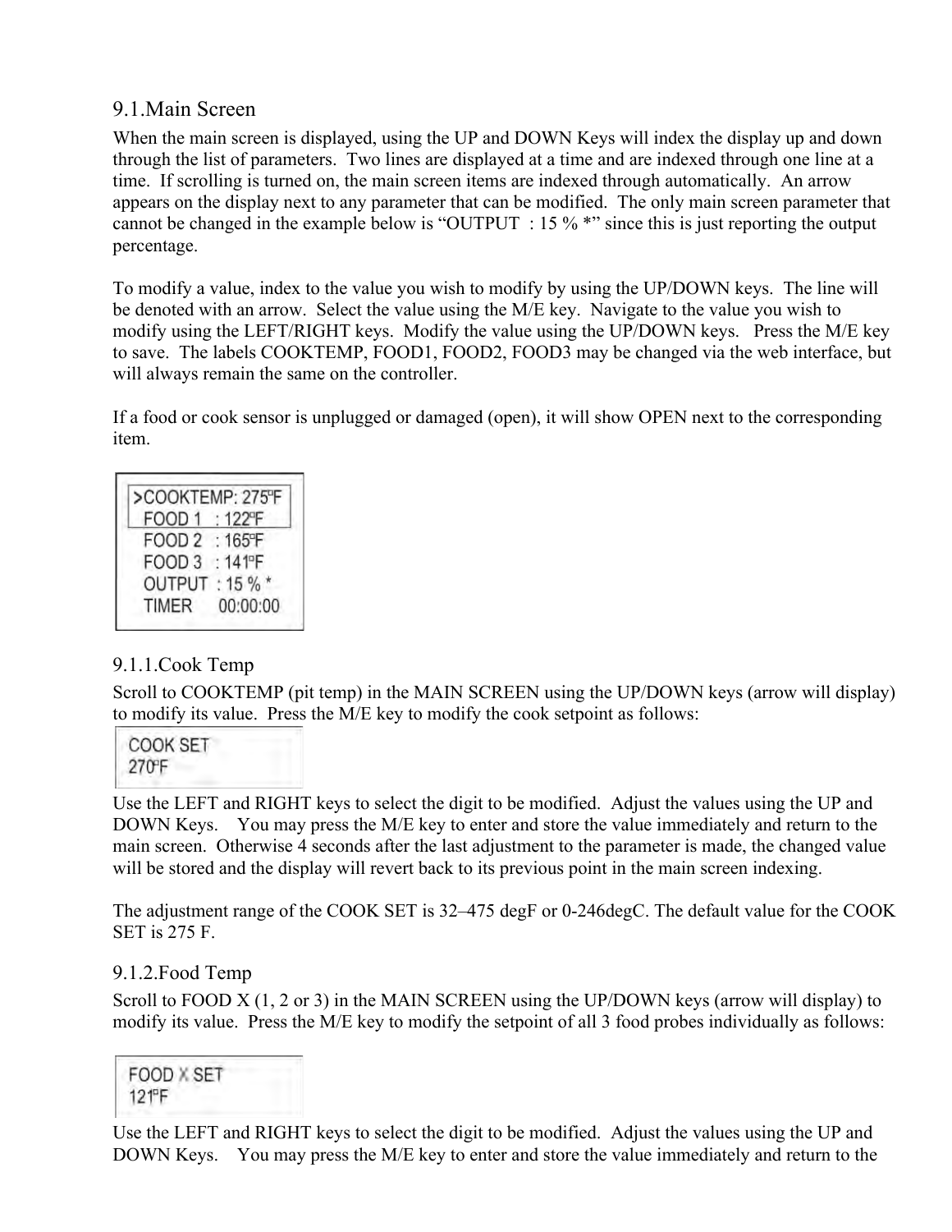## 9.1. Main Screen

When the main screen is displayed, using the UP and DOWN Keys will index the display up and down through the list of parameters. Two lines are displayed at a time and are indexed through one line at a time. If scrolling is turned on, the main screen items are indexed through automatically. An arrow appears on the display next to any parameter that can be modified. The only main screen parameter that cannot be changed in the example below is "OUTPUT : 15 % *" since this is just reporting the output percentage.

To modify a value, index to the value you wish to modify by using the UP/DOWN keys. The line will be denoted with an arrow. Select the value using the M/E key. Navigate to the value you wish to modify using the LEFT/RIGHT keys. Modify the value using the UP/DOWN keys. Press the M/E key to save. The labels COOKTEMP, FOOD1, FOOD2, FOOD3 may be changed via the web interface, but will always remain the same on the controller.

If a food or cook sensor is unplugged or damaged (open), it will show OPEN next to the corresponding item.

```
>COOKTEMP: 275°F
 FOOD 1   : 122°F
 FOOD 2   : 165°F
 FOOD 3   : 141°F
 OUTPUT  : 15 % *
 TIMER     00:00:00
```

### 9.1.1. Cook Temp

Scroll to COOKTEMP (pit temp) in the MAIN SCREEN using the UP/DOWN keys (arrow will display) to modify its value. Press the M/E key to modify the cook setpoint as follows:

```
COOK SET
270°F
```

Use the LEFT and RIGHT keys to select the digit to be modified. Adjust the values using the UP and DOWN Keys. You may press the M/E key to enter and store the value immediately and return to the main screen. Otherwise 4 seconds after the last adjustment to the parameter is made, the changed value will be stored and the display will revert back to its previous point in the main screen indexing.

The adjustment range of the COOK SET is 32–475 degF or 0-246degC. The default value for the COOK SET is 275 F.

### 9.1.2. Food Temp

Scroll to FOOD X (1, 2 or 3) in the MAIN SCREEN using the UP/DOWN keys (arrow will display) to modify its value. Press the M/E key to modify the setpoint of all 3 food probes individually as follows:

```
FOOD X SET
121°F
```

Use the LEFT and RIGHT keys to select the digit to be modified. Adjust the values using the UP and DOWN Keys. You may press the M/E key to enter and store the value immediately and return to the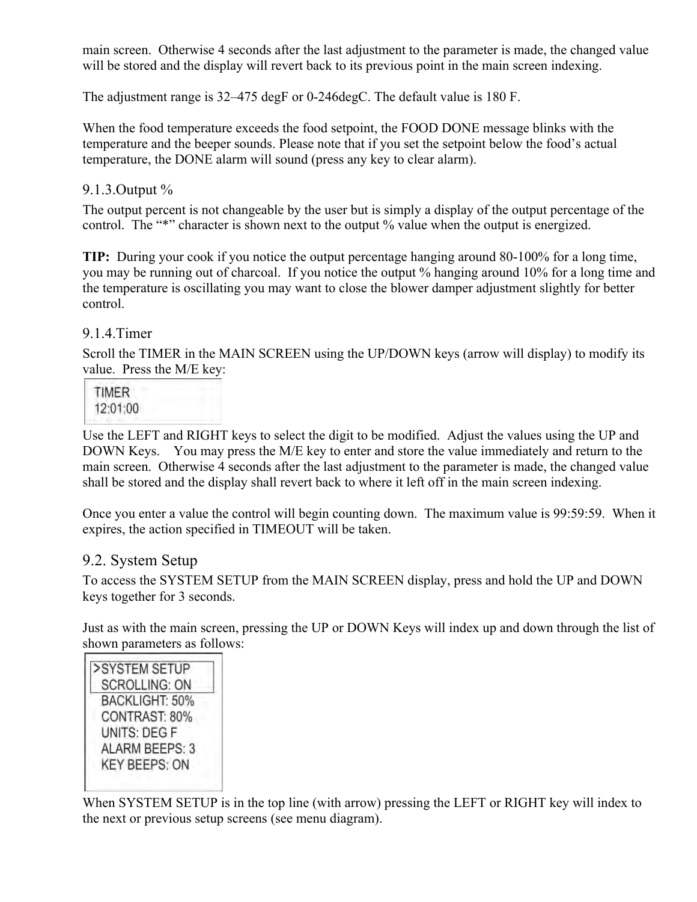main screen. Otherwise 4 seconds after the last adjustment to the parameter is made, the changed value will be stored and the display will revert back to its previous point in the main screen indexing.

The adjustment range is 32–475 degF or 0-246degC. The default value is 180 F.

When the food temperature exceeds the food setpoint, the FOOD DONE message blinks with the temperature and the beeper sounds. Please note that if you set the setpoint below the food's actual temperature, the DONE alarm will sound (press any key to clear alarm).

### 9.1.3. Output %

The output percent is not changeable by the user but is simply a display of the output percentage of the control. The "*" character is shown next to the output % value when the output is energized.

**TIP:** During your cook if you notice the output percentage hanging around 80-100% for a long time, you may be running out of charcoal. If you notice the output % hanging around 10% for a long time and the temperature is oscillating you may want to close the blower damper adjustment slightly for better control.

### 9.1.4. Timer

Scroll the TIMER in the MAIN SCREEN using the UP/DOWN keys (arrow will display) to modify its value. Press the M/E key:

```
TIMER
12:01:00
```

Use the LEFT and RIGHT keys to select the digit to be modified. Adjust the values using the UP and DOWN Keys. You may press the M/E key to enter and store the value immediately and return to the main screen. Otherwise 4 seconds after the last adjustment to the parameter is made, the changed value shall be stored and the display shall revert back to where it left off in the main screen indexing.

Once you enter a value the control will begin counting down. The maximum value is 99:59:59. When it expires, the action specified in TIMEOUT will be taken.

## 9.2. System Setup

To access the SYSTEM SETUP from the MAIN SCREEN display, press and hold the UP and DOWN keys together for 3 seconds.

Just as with the main screen, pressing the UP or DOWN Keys will index up and down through the list of shown parameters as follows:

```
>SYSTEM SETUP
 SCROLLING: ON
 BACKLIGHT: 50%
 CONTRAST: 80%
 UNITS: DEG F
 ALARM BEEPS: 3
 KEY BEEPS: ON
```

When SYSTEM SETUP is in the top line (with arrow) pressing the LEFT or RIGHT key will index to the next or previous setup screens (see menu diagram).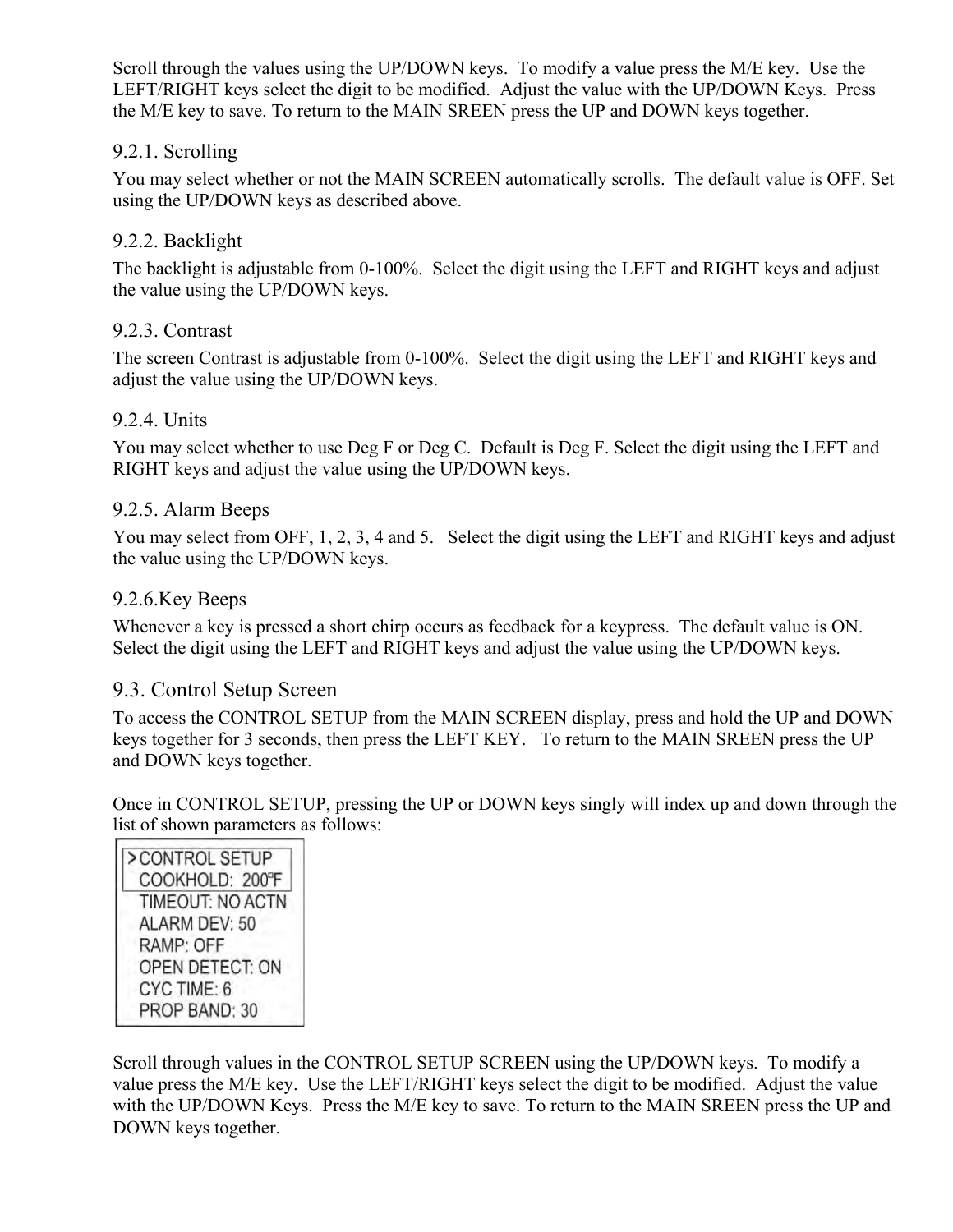Scroll through the values using the UP/DOWN keys. To modify a value press the M/E key. Use the LEFT/RIGHT keys select the digit to be modified. Adjust the value with the UP/DOWN Keys. Press the M/E key to save. To return to the MAIN SREEN press the UP and DOWN keys together.

### 9.2.1. Scrolling

You may select whether or not the MAIN SCREEN automatically scrolls. The default value is OFF. Set using the UP/DOWN keys as described above.

### 9.2.2. Backlight

The backlight is adjustable from 0-100%. Select the digit using the LEFT and RIGHT keys and adjust the value using the UP/DOWN keys.

### 9.2.3. Contrast

The screen Contrast is adjustable from 0-100%. Select the digit using the LEFT and RIGHT keys and adjust the value using the UP/DOWN keys.

### 9.2.4. Units

You may select whether to use Deg F or Deg C. Default is Deg F. Select the digit using the LEFT and RIGHT keys and adjust the value using the UP/DOWN keys.

### 9.2.5. Alarm Beeps

You may select from OFF, 1, 2, 3, 4 and 5. Select the digit using the LEFT and RIGHT keys and adjust the value using the UP/DOWN keys.

### 9.2.6.Key Beeps

Whenever a key is pressed a short chirp occurs as feedback for a keypress. The default value is ON. Select the digit using the LEFT and RIGHT keys and adjust the value using the UP/DOWN keys.

## 9.3. Control Setup Screen

To access the CONTROL SETUP from the MAIN SCREEN display, press and hold the UP and DOWN keys together for 3 seconds, then press the LEFT KEY. To return to the MAIN SREEN press the UP and DOWN keys together.

Once in CONTROL SETUP, pressing the UP or DOWN keys singly will index up and down through the list of shown parameters as follows:

```
>CONTROL SETUP
 COOKHOLD: 200°F
 TIMEOUT: NO ACTN
 ALARM DEV: 50
 RAMP: OFF
 OPEN DETECT: ON
 CYC TIME: 6
 PROP BAND: 30
```

Scroll through values in the CONTROL SETUP SCREEN using the UP/DOWN keys. To modify a value press the M/E key. Use the LEFT/RIGHT keys select the digit to be modified. Adjust the value with the UP/DOWN Keys. Press the M/E key to save. To return to the MAIN SREEN press the UP and DOWN keys together.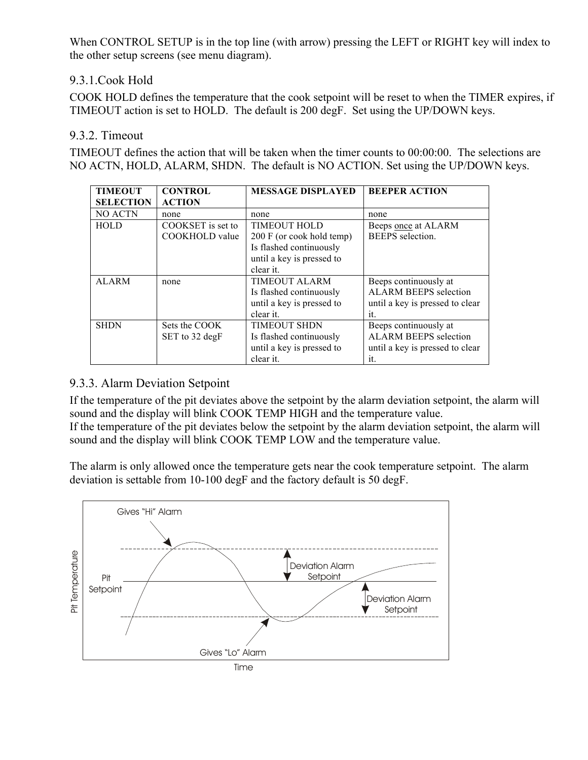When CONTROL SETUP is in the top line (with arrow) pressing the LEFT or RIGHT key will index to the other setup screens (see menu diagram).

### 9.3.1.Cook Hold

COOK HOLD defines the temperature that the cook setpoint will be reset to when the TIMER expires, if TIMEOUT action is set to HOLD. The default is 200 degF. Set using the UP/DOWN keys.

### 9.3.2. Timeout

TIMEOUT defines the action that will be taken when the timer counts to 00:00:00. The selections are NO ACTN, HOLD, ALARM, SHDN. The default is NO ACTION. Set using the UP/DOWN keys.

| TIMEOUT SELECTION | CONTROL ACTION | MESSAGE DISPLAYED | BEEPER ACTION |
|---|---|---|---|
| NO ACTN | none | none | none |
| HOLD | COOKSET is set to COOKHOLD value | TIMEOUT HOLD 200 F (or cook hold temp) Is flashed continuously until a key is pressed to clear it. | Beeps once at ALARM BEEPS selection. |
| ALARM | none | TIMEOUT ALARM Is flashed continuously until a key is pressed to clear it. | Beeps continuously at ALARM BEEPS selection until a key is pressed to clear it. |
| SHDN | Sets the COOK SET to 32 degF | TIMEOUT SHDN Is flashed continuously until a key is pressed to clear it. | Beeps continuously at ALARM BEEPS selection until a key is pressed to clear it. |

### 9.3.3. Alarm Deviation Setpoint

If the temperature of the pit deviates above the setpoint by the alarm deviation setpoint, the alarm will sound and the display will blink COOK TEMP HIGH and the temperature value.
If the temperature of the pit deviates below the setpoint by the alarm deviation setpoint, the alarm will sound and the display will blink COOK TEMP LOW and the temperature value.

The alarm is only allowed once the temperature gets near the cook temperature setpoint. The alarm deviation is settable from 10-100 degF and the factory default is 50 degF.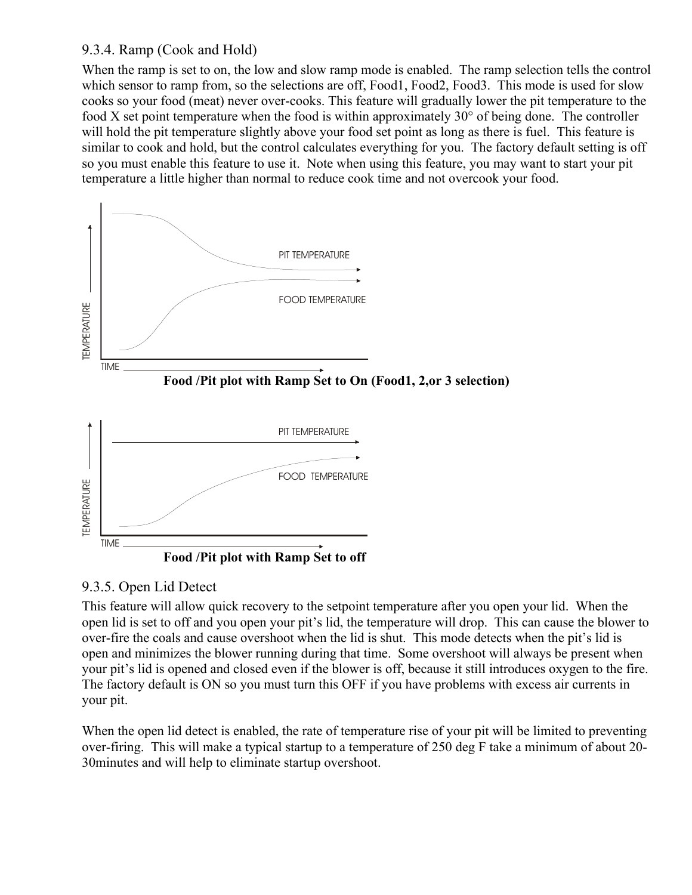### 9.3.4. Ramp (Cook and Hold)

When the ramp is set to on, the low and slow ramp mode is enabled. The ramp selection tells the control which sensor to ramp from, so the selections are off, Food1, Food2, Food3. This mode is used for slow cooks so your food (meat) never over-cooks. This feature will gradually lower the pit temperature to the food X set point temperature when the food is within approximately 30° of being done. The controller will hold the pit temperature slightly above your food set point as long as there is fuel. This feature is similar to cook and hold, but the control calculates everything for you. The factory default setting is off so you must enable this feature to use it. Note when using this feature, you may want to start your pit temperature a little higher than normal to reduce cook time and not overcook your food.

**Food /Pit plot with Ramp Set to On (Food1, 2,or 3 selection)**

**Food /Pit plot with Ramp Set to off**

### 9.3.5. Open Lid Detect

This feature will allow quick recovery to the setpoint temperature after you open your lid. When the open lid is set to off and you open your pit's lid, the temperature will drop. This can cause the blower to over-fire the coals and cause overshoot when the lid is shut. This mode detects when the pit's lid is open and minimizes the blower running during that time. Some overshoot will always be present when your pit's lid is opened and closed even if the blower is off, because it still introduces oxygen to the fire. The factory default is ON so you must turn this OFF if you have problems with excess air currents in your pit.

When the open lid detect is enabled, the rate of temperature rise of your pit will be limited to preventing over-firing. This will make a typical startup to a temperature of 250 deg F take a minimum of about 20-30minutes and will help to eliminate startup overshoot.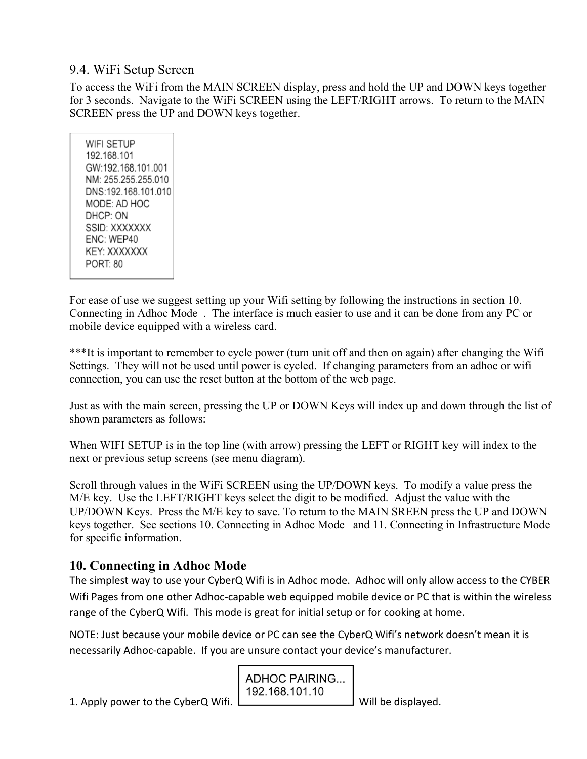## 9.4. WiFi Setup Screen

To access the WiFi from the MAIN SCREEN display, press and hold the UP and DOWN keys together for 3 seconds. Navigate to the WiFi SCREEN using the LEFT/RIGHT arrows. To return to the MAIN SCREEN press the UP and DOWN keys together.

```
WIFI SETUP
192.168.101
GW:192.168.101.001
NM: 255.255.255.010
DNS:192.168.101.010
MODE: AD HOC
DHCP: ON
SSID: XXXXXXX
ENC: WEP40
KEY: XXXXXXX
PORT: 80
```

For ease of use we suggest setting up your Wifi setting by following the instructions in section 10. Connecting in Adhoc Mode . The interface is much easier to use and it can be done from any PC or mobile device equipped with a wireless card.

***It is important to remember to cycle power (turn unit off and then on again) after changing the Wifi Settings. They will not be used until power is cycled. If changing parameters from an adhoc or wifi connection, you can use the reset button at the bottom of the web page.

Just as with the main screen, pressing the UP or DOWN Keys will index up and down through the list of shown parameters as follows:

When WIFI SETUP is in the top line (with arrow) pressing the LEFT or RIGHT key will index to the next or previous setup screens (see menu diagram).

Scroll through values in the WiFi SCREEN using the UP/DOWN keys. To modify a value press the M/E key. Use the LEFT/RIGHT keys select the digit to be modified. Adjust the value with the UP/DOWN Keys. Press the M/E key to save. To return to the MAIN SREEN press the UP and DOWN keys together. See sections 10. Connecting in Adhoc Mode and 11. Connecting in Infrastructure Mode for specific information.

## 10. Connecting in Adhoc Mode

The simplest way to use your CyberQ Wifi is in Adhoc mode. Adhoc will only allow access to the CYBER Wifi Pages from one other Adhoc-capable web equipped mobile device or PC that is within the wireless range of the CyberQ Wifi. This mode is great for initial setup or for cooking at home.

NOTE: Just because your mobile device or PC can see the CyberQ Wifi's network doesn't mean it is necessarily Adhoc-capable. If you are unsure contact your device's manufacturer.

1. Apply power to the CyberQ Wifi.

```
ADHOC PAIRING...
192.168.101.10
```

Will be displayed.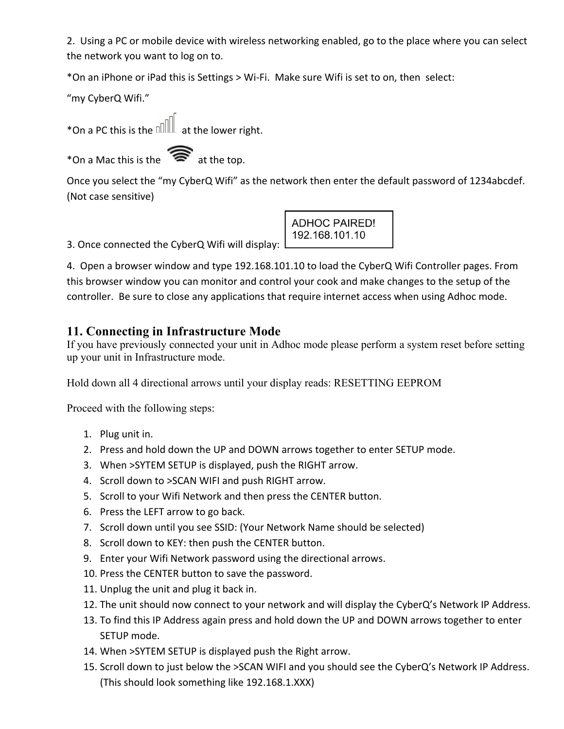2. Using a PC or mobile device with wireless networking enabled, go to the place where you can select the network you want to log on to.

*On an iPhone or iPad this is Settings > Wi-Fi. Make sure Wifi is set to on, then select:

"my CyberQ Wifi."

*On a PC this is the at the lower right.

*On a Mac this is the at the top.

Once you select the "my CyberQ Wifi" as the network then enter the default password of 1234abcdef. (Not case sensitive)

3. Once connected the CyberQ Wifi will display:

```
ADHOC PAIRED!
192.168.101.10
```

4. Open a browser window and type 192.168.101.10 to load the CyberQ Wifi Controller pages. From this browser window you can monitor and control your cook and make changes to the setup of the controller. Be sure to close any applications that require internet access when using Adhoc mode.

## 11. Connecting in Infrastructure Mode

If you have previously connected your unit in Adhoc mode please perform a system reset before setting up your unit in Infrastructure mode.

Hold down all 4 directional arrows until your display reads: RESETTING EEPROM

Proceed with the following steps:

1. Plug unit in.
2. Press and hold down the UP and DOWN arrows together to enter SETUP mode.
3. When >SYTEM SETUP is displayed, push the RIGHT arrow.
4. Scroll down to >SCAN WIFI and push RIGHT arrow.
5. Scroll to your Wifi Network and then press the CENTER button.
6. Press the LEFT arrow to go back.
7. Scroll down until you see SSID: (Your Network Name should be selected)
8. Scroll down to KEY: then push the CENTER button.
9. Enter your Wifi Network password using the directional arrows.
10. Press the CENTER button to save the password.
11. Unplug the unit and plug it back in.
12. The unit should now connect to your network and will display the CyberQ's Network IP Address.
13. To find this IP Address again press and hold down the UP and DOWN arrows together to enter SETUP mode.
14. When >SYTEM SETUP is displayed push the Right arrow.
15. Scroll down to just below the >SCAN WIFI and you should see the CyberQ's Network IP Address. (This should look something like 192.168.1.XXX)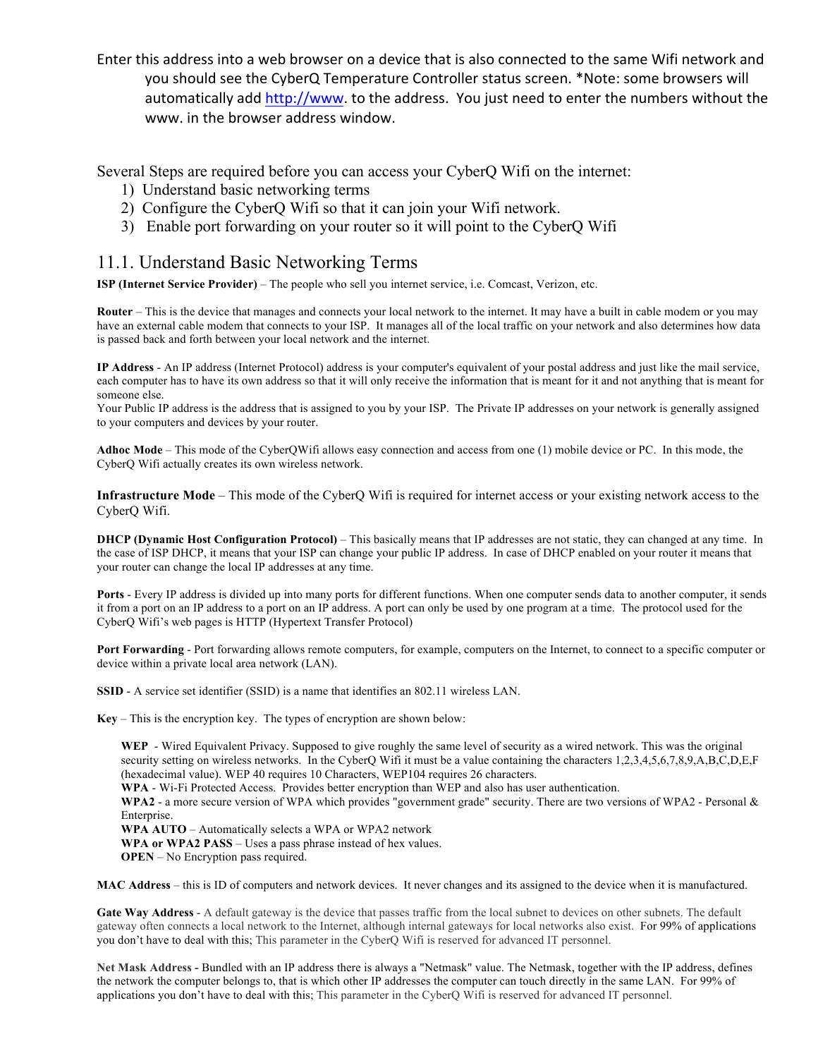Enter this address into a web browser on a device that is also connected to the same Wifi network and you should see the CyberQ Temperature Controller status screen. *Note: some browsers will automatically add http://www. to the address. You just need to enter the numbers without the www. in the browser address window.

Several Steps are required before you can access your CyberQ Wifi on the internet:

1) Understand basic networking terms
2) Configure the CyberQ Wifi so that it can join your Wifi network.
3) Enable port forwarding on your router so it will point to the CyberQ Wifi

## 11.1. Understand Basic Networking Terms

**ISP (Internet Service Provider)** – The people who sell you internet service, i.e. Comcast, Verizon, etc.

**Router** – This is the device that manages and connects your local network to the internet. It may have a built in cable modem or you may have an external cable modem that connects to your ISP. It manages all of the local traffic on your network and also determines how data is passed back and forth between your local network and the internet.

**IP Address** - An IP address (Internet Protocol) address is your computer's equivalent of your postal address and just like the mail service, each computer has to have its own address so that it will only receive the information that is meant for it and not anything that is meant for someone else.
Your Public IP address is the address that is assigned to you by your ISP. The Private IP addresses on your network is generally assigned to your computers and devices by your router.

**Adhoc Mode** – This mode of the CyberQWifi allows easy connection and access from one (1) mobile device or PC. In this mode, the CyberQ Wifi actually creates its own wireless network.

**Infrastructure Mode** – This mode of the CyberQ Wifi is required for internet access or your existing network access to the CyberQ Wifi.

**DHCP (Dynamic Host Configuration Protocol)** – This basically means that IP addresses are not static, they can changed at any time. In the case of ISP DHCP, it means that your ISP can change your public IP address. In case of DHCP enabled on your router it means that your router can change the local IP addresses at any time.

**Ports** - Every IP address is divided up into many ports for different functions. When one computer sends data to another computer, it sends it from a port on an IP address to a port on an IP address. A port can only be used by one program at a time. The protocol used for the CyberQ Wifi's web pages is HTTP (Hypertext Transfer Protocol)

**Port Forwarding** - Port forwarding allows remote computers, for example, computers on the Internet, to connect to a specific computer or device within a private local area network (LAN).

**SSID** - A service set identifier (SSID) is a name that identifies an 802.11 wireless LAN.

**Key** – This is the encryption key. The types of encryption are shown below:

> **WEP** - Wired Equivalent Privacy. Supposed to give roughly the same level of security as a wired network. This was the original security setting on wireless networks. In the CyberQ Wifi it must be a value containing the characters 1,2,3,4,5,6,7,8,9,A,B,C,D,E,F (hexadecimal value). WEP 40 requires 10 Characters, WEP104 requires 26 characters.
> **WPA** - Wi-Fi Protected Access. Provides better encryption than WEP and also has user authentication.
> **WPA2** - a more secure version of WPA which provides "government grade" security. There are two versions of WPA2 - Personal & Enterprise.
> **WPA AUTO** – Automatically selects a WPA or WPA2 network
> **WPA or WPA2 PASS** – Uses a pass phrase instead of hex values.
> **OPEN** – No Encryption pass required.

**MAC Address** – this is ID of computers and network devices. It never changes and its assigned to the device when it is manufactured.

**Gate Way Address** - A default gateway is the device that passes traffic from the local subnet to devices on other subnets. The default gateway often connects a local network to the Internet, although internal gateways for local networks also exist. For 99% of applications you don't have to deal with this; This parameter in the CyberQ Wifi is reserved for advanced IT personnel.

**Net Mask Address -** Bundled with an IP address there is always a "Netmask" value. The Netmask, together with the IP address, defines the network the computer belongs to, that is which other IP addresses the computer can touch directly in the same LAN. For 99% of applications you don't have to deal with this; This parameter in the CyberQ Wifi is reserved for advanced IT personnel.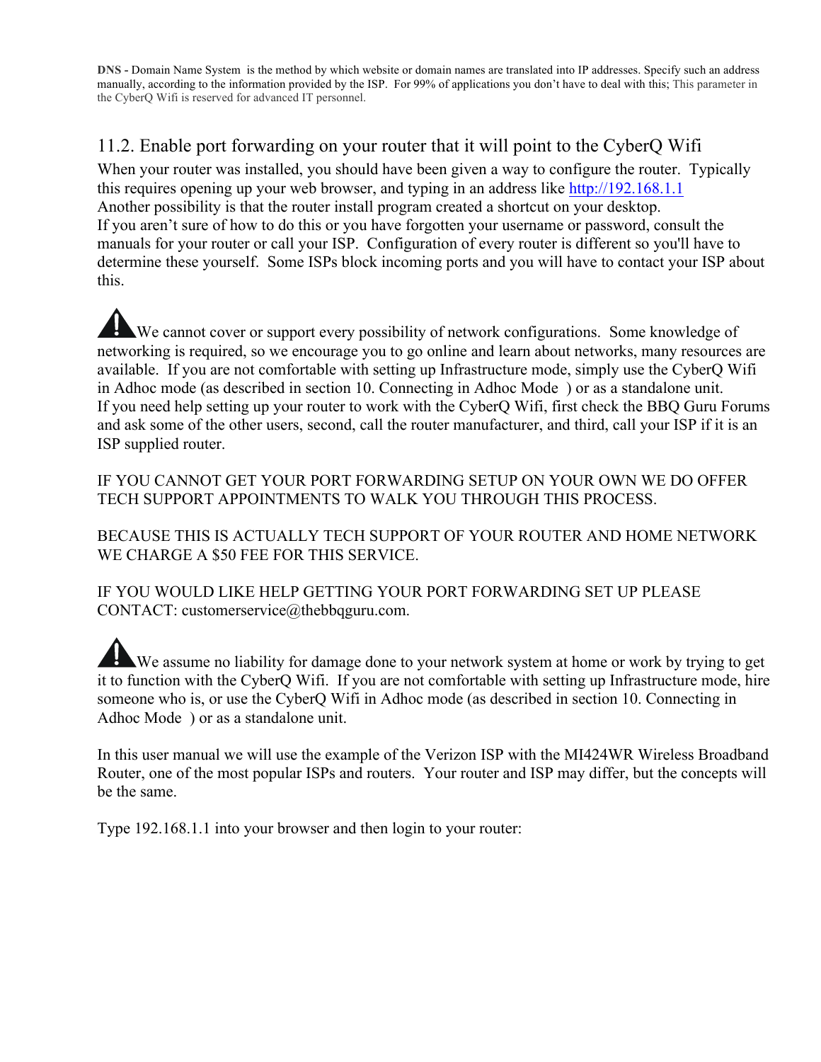**DNS -** Domain Name System is the method by which website or domain names are translated into IP addresses. Specify such an address manually, according to the information provided by the ISP. For 99% of applications you don't have to deal with this; This parameter in the CyberQ Wifi is reserved for advanced IT personnel.

## 11.2. Enable port forwarding on your router that it will point to the CyberQ Wifi

When your router was installed, you should have been given a way to configure the router. Typically this requires opening up your web browser, and typing in an address like http://192.168.1.1
Another possibility is that the router install program created a shortcut on your desktop.
If you aren't sure of how to do this or you have forgotten your username or password, consult the manuals for your router or call your ISP. Configuration of every router is different so you'll have to determine these yourself. Some ISPs block incoming ports and you will have to contact your ISP about this.

⚠ We cannot cover or support every possibility of network configurations. Some knowledge of networking is required, so we encourage you to go online and learn about networks, many resources are available. If you are not comfortable with setting up Infrastructure mode, simply use the CyberQ Wifi in Adhoc mode (as described in section 10. Connecting in Adhoc Mode ) or as a standalone unit.
If you need help setting up your router to work with the CyberQ Wifi, first check the BBQ Guru Forums and ask some of the other users, second, call the router manufacturer, and third, call your ISP if it is an ISP supplied router.

IF YOU CANNOT GET YOUR PORT FORWARDING SETUP ON YOUR OWN WE DO OFFER TECH SUPPORT APPOINTMENTS TO WALK YOU THROUGH THIS PROCESS.

BECAUSE THIS IS ACTUALLY TECH SUPPORT OF YOUR ROUTER AND HOME NETWORK WE CHARGE A $50 FEE FOR THIS SERVICE.

IF YOU WOULD LIKE HELP GETTING YOUR PORT FORWARDING SET UP PLEASE CONTACT: customerservice@thebbqguru.com.

⚠ We assume no liability for damage done to your network system at home or work by trying to get it to function with the CyberQ Wifi. If you are not comfortable with setting up Infrastructure mode, hire someone who is, or use the CyberQ Wifi in Adhoc mode (as described in section 10. Connecting in Adhoc Mode ) or as a standalone unit.

In this user manual we will use the example of the Verizon ISP with the MI424WR Wireless Broadband Router, one of the most popular ISPs and routers. Your router and ISP may differ, but the concepts will be the same.

Type 192.168.1.1 into your browser and then login to your router: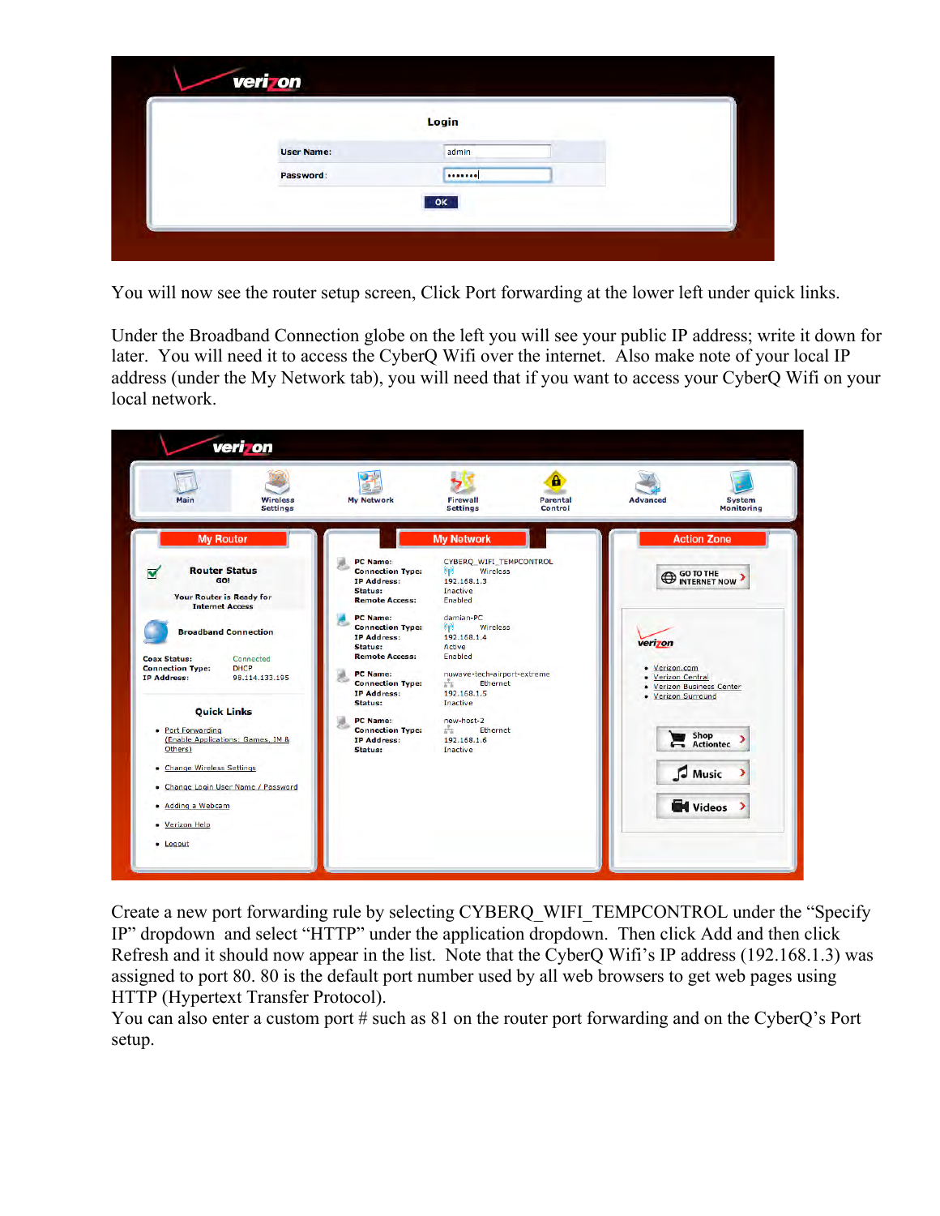You will now see the router setup screen, Click Port forwarding at the lower left under quick links.

Under the Broadband Connection globe on the left you will see your public IP address; write it down for later. You will need it to access the CyberQ Wifi over the internet. Also make note of your local IP address (under the My Network tab), you will need that if you want to access your CyberQ Wifi on your local network.

Create a new port forwarding rule by selecting CYBERQ_WIFI_TEMPCONTROL under the "Specify IP" dropdown and select "HTTP" under the application dropdown. Then click Add and then click Refresh and it should now appear in the list. Note that the CyberQ Wifi's IP address (192.168.1.3) was assigned to port 80. 80 is the default port number used by all web browsers to get web pages using HTTP (Hypertext Transfer Protocol).
You can also enter a custom port # such as 81 on the router port forwarding and on the CyberQ's Port setup.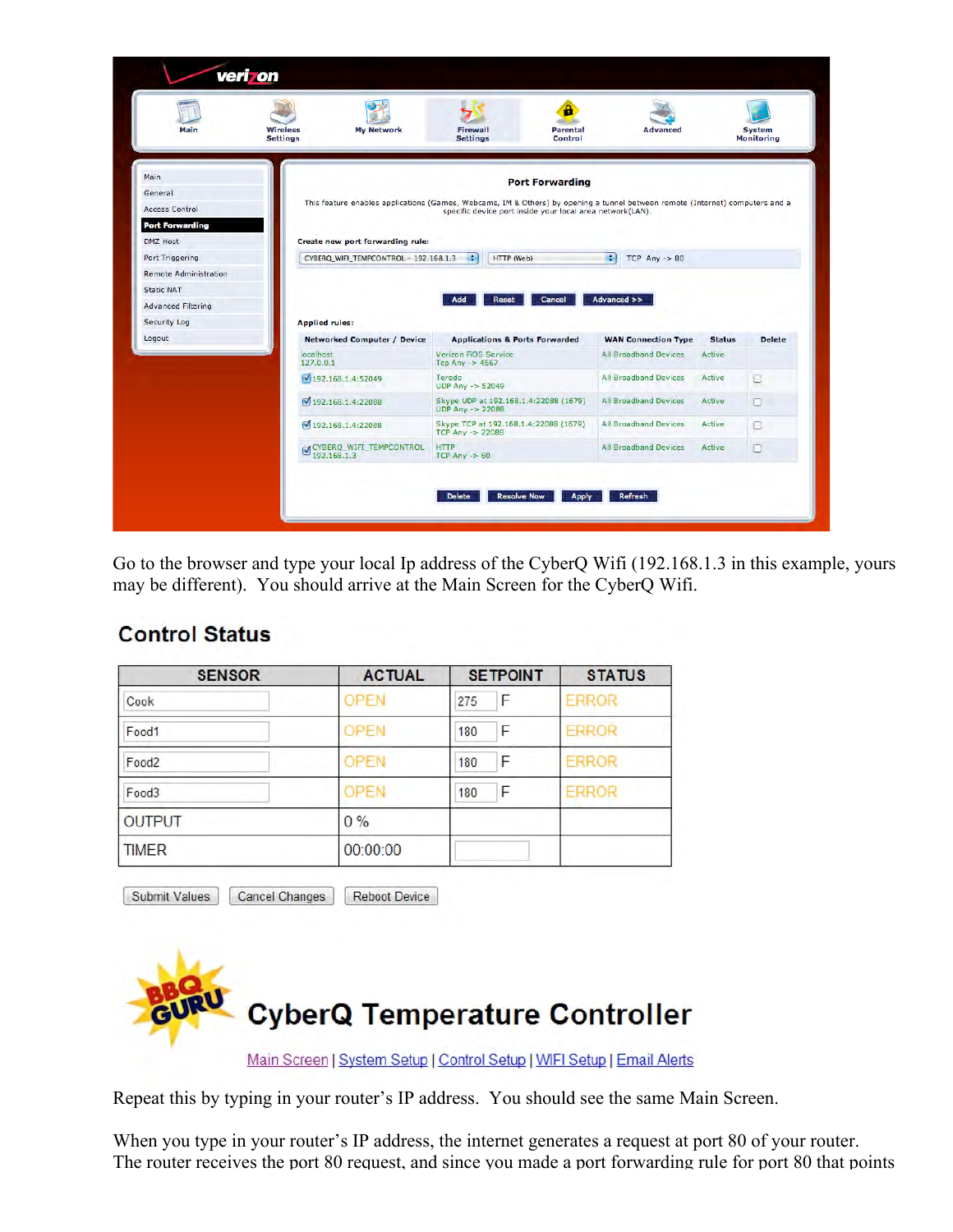Go to the browser and type your local Ip address of the CyberQ Wifi (192.168.1.3 in this example, yours may be different). You should arrive at the Main Screen for the CyberQ Wifi.

Repeat this by typing in your router's IP address. You should see the same Main Screen.

When you type in your router's IP address, the internet generates a request at port 80 of your router. The router receives the port 80 request, and since you made a port forwarding rule for port 80 that points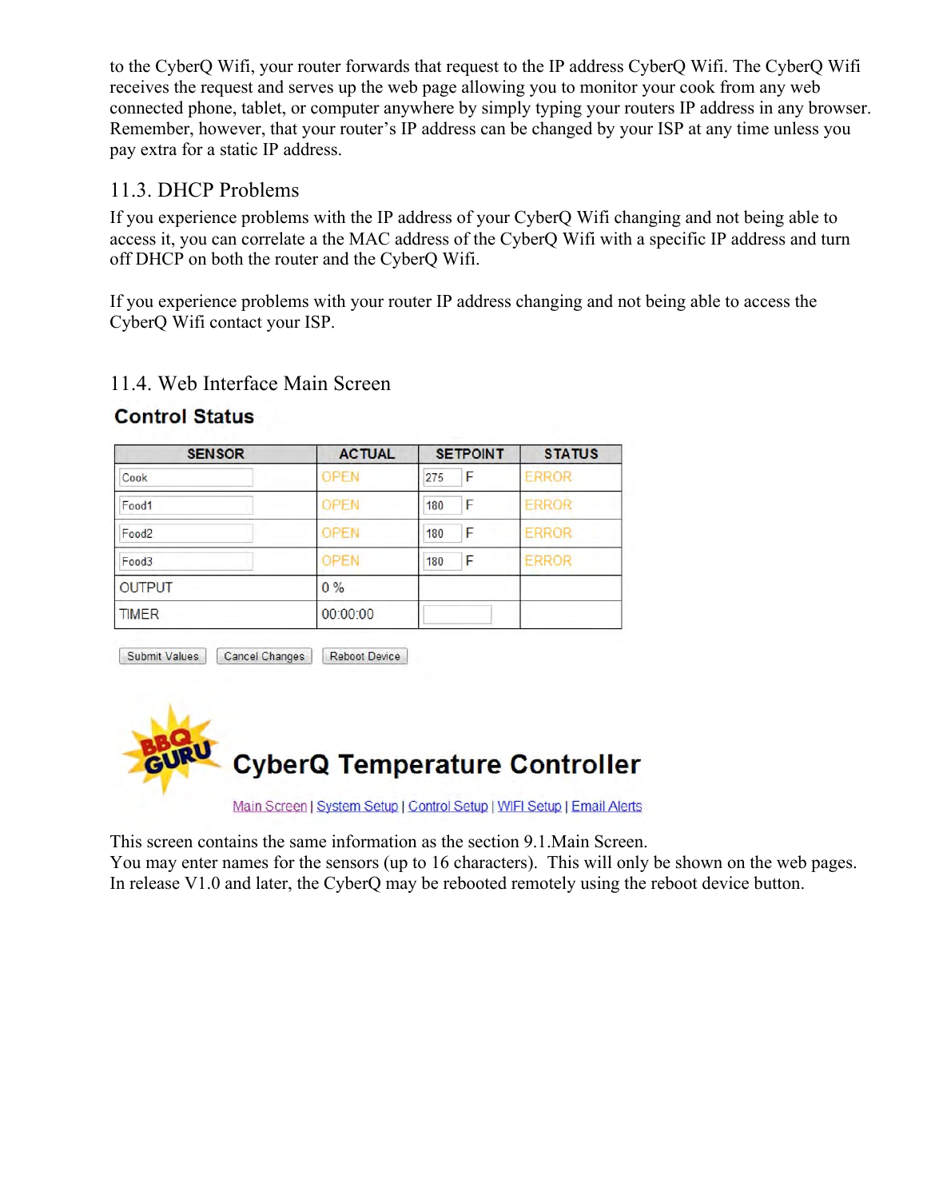to the CyberQ Wifi, your router forwards that request to the IP address CyberQ Wifi. The CyberQ Wifi receives the request and serves up the web page allowing you to monitor your cook from any web connected phone, tablet, or computer anywhere by simply typing your routers IP address in any browser. Remember, however, that your router's IP address can be changed by your ISP at any time unless you pay extra for a static IP address.

## 11.3. DHCP Problems

If you experience problems with the IP address of your CyberQ Wifi changing and not being able to access it, you can correlate a the MAC address of the CyberQ Wifi with a specific IP address and turn off DHCP on both the router and the CyberQ Wifi.

If you experience problems with your router IP address changing and not being able to access the CyberQ Wifi contact your ISP.

## 11.4. Web Interface Main Screen

**Control Status**

| SENSOR | ACTUAL | SETPOINT | STATUS |
|---|---|---|---|
| Cook | OPEN | 275 F | ERROR |
| Food1 | OPEN | 180 F | ERROR |
| Food2 | OPEN | 180 F | ERROR |
| Food3 | OPEN | 180 F | ERROR |
| OUTPUT | 0 % | | |
| TIMER | 00:00:00 | | |

Submit Values | Cancel Changes | Reboot Device

**CyberQ Temperature Controller**

Main Screen | System Setup | Control Setup | WIFI Setup | Email Alerts

This screen contains the same information as the section 9.1.Main Screen.
You may enter names for the sensors (up to 16 characters). This will only be shown on the web pages.
In release V1.0 and later, the CyberQ may be rebooted remotely using the reboot device button.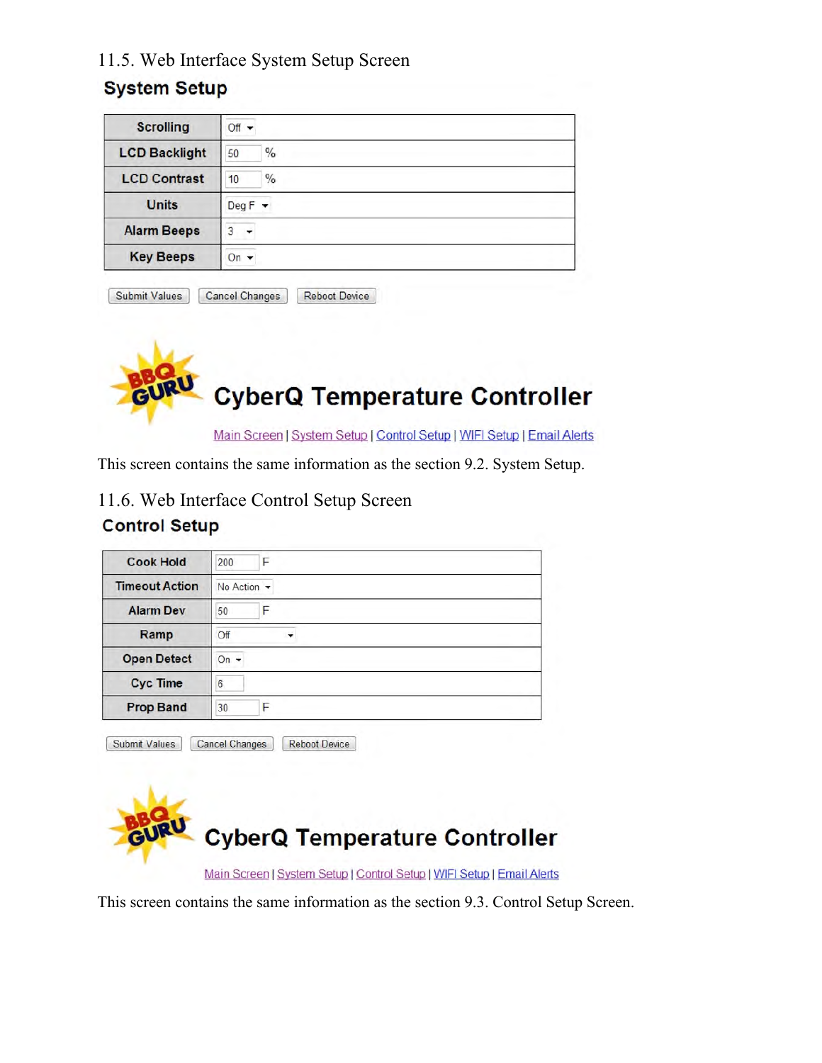## 11.5. Web Interface System Setup Screen

### System Setup

| Scrolling | Off |
|---|---|
| LCD Backlight | 50 % |
| LCD Contrast | 10 % |
| Units | Deg F |
| Alarm Beeps | 3 |
| Key Beeps | On |

Submit Values | Cancel Changes | Reboot Device

**CyberQ Temperature Controller**

Main Screen | System Setup | Control Setup | WIFI Setup | Email Alerts

This screen contains the same information as the section 9.2. System Setup.

## 11.6. Web Interface Control Setup Screen

### Control Setup

| Cook Hold | 200 F |
|---|---|
| Timeout Action | No Action |
| Alarm Dev | 50 F |
| Ramp | Off |
| Open Detect | On |
| Cyc Time | 6 |
| Prop Band | 30 F |

Submit Values | Cancel Changes | Reboot Device

**CyberQ Temperature Controller**

Main Screen | System Setup | Control Setup | WIFI Setup | Email Alerts

This screen contains the same information as the section 9.3. Control Setup Screen.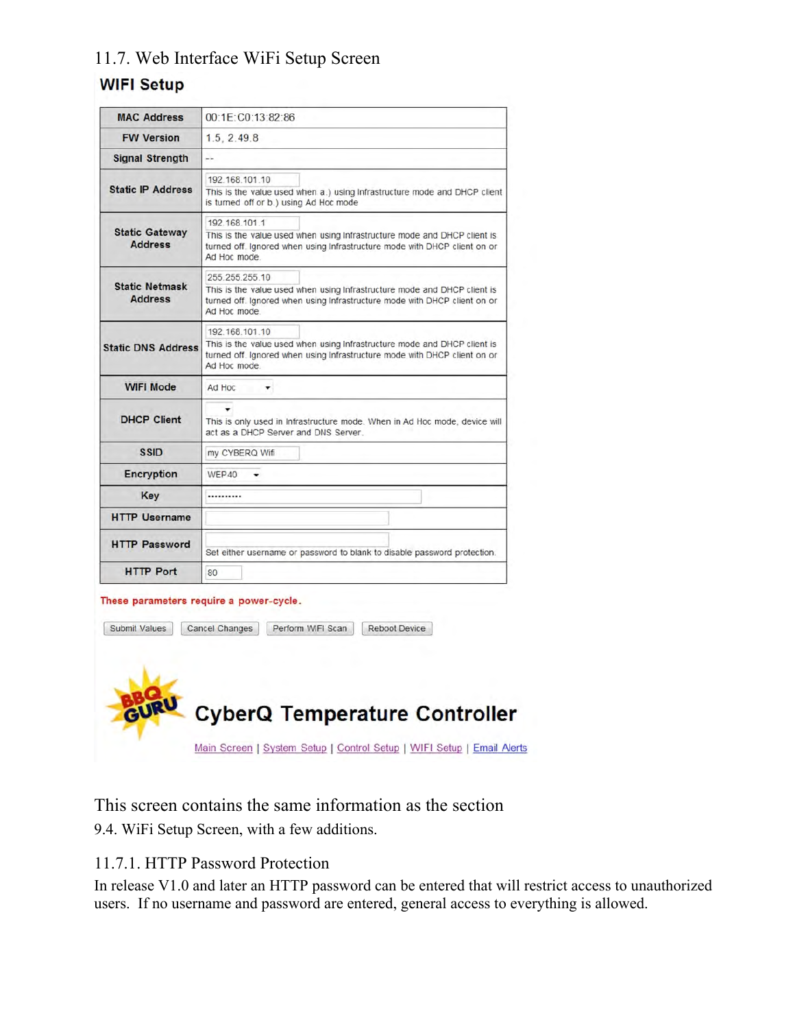## 11.7. Web Interface WiFi Setup Screen

### WIFI Setup

| | |
|---|---|
| MAC Address | 00:1E:C0:13:82:86 |
| FW Version | 1.5, 2.49.8 |
| Signal Strength | -- |
| Static IP Address | 192.168.101.10<br>This is the value used when a.) using Infrastructure mode and DHCP client is turned off or b.) using Ad Hoc mode |
| Static Gateway Address | 192.168.101.1<br>This is the value used when using Infrastructure mode and DHCP client is turned off. Ignored when using Infrastructure mode with DHCP client on or Ad Hoc mode. |
| Static Netmask Address | 255.255.255.10<br>This is the value used when using Infrastructure mode and DHCP client is turned off. Ignored when using Infrastructure mode with DHCP client on or Ad Hoc mode. |
| Static DNS Address | 192.168.101.10<br>This is the value used when using Infrastructure mode and DHCP client is turned off. Ignored when using Infrastructure mode with DHCP client on or Ad Hoc mode. |
| WIFI Mode | Ad Hoc |
| DHCP Client | This is only used in Infrastructure mode. When in Ad Hoc mode, device will act as a DHCP Server and DNS Server. |
| SSID | my CYBERQ Wifi |
| Encryption | WEP40 |
| Key | •••••••••• |
| HTTP Username | |
| HTTP Password | Set either username or password to blank to disable password protection. |
| HTTP Port | 80 |

**These parameters require a power-cycle.**

Submit Values | Cancel Changes | Perform WIFI Scan | Reboot Device

BBQ GURU

**CyberQ Temperature Controller**

Main Screen | System Setup | Control Setup | WIFI Setup | Email Alerts

This screen contains the same information as the section 9.4. WiFi Setup Screen, with a few additions.

### 11.7.1. HTTP Password Protection

In release V1.0 and later an HTTP password can be entered that will restrict access to unauthorized users. If no username and password are entered, general access to everything is allowed.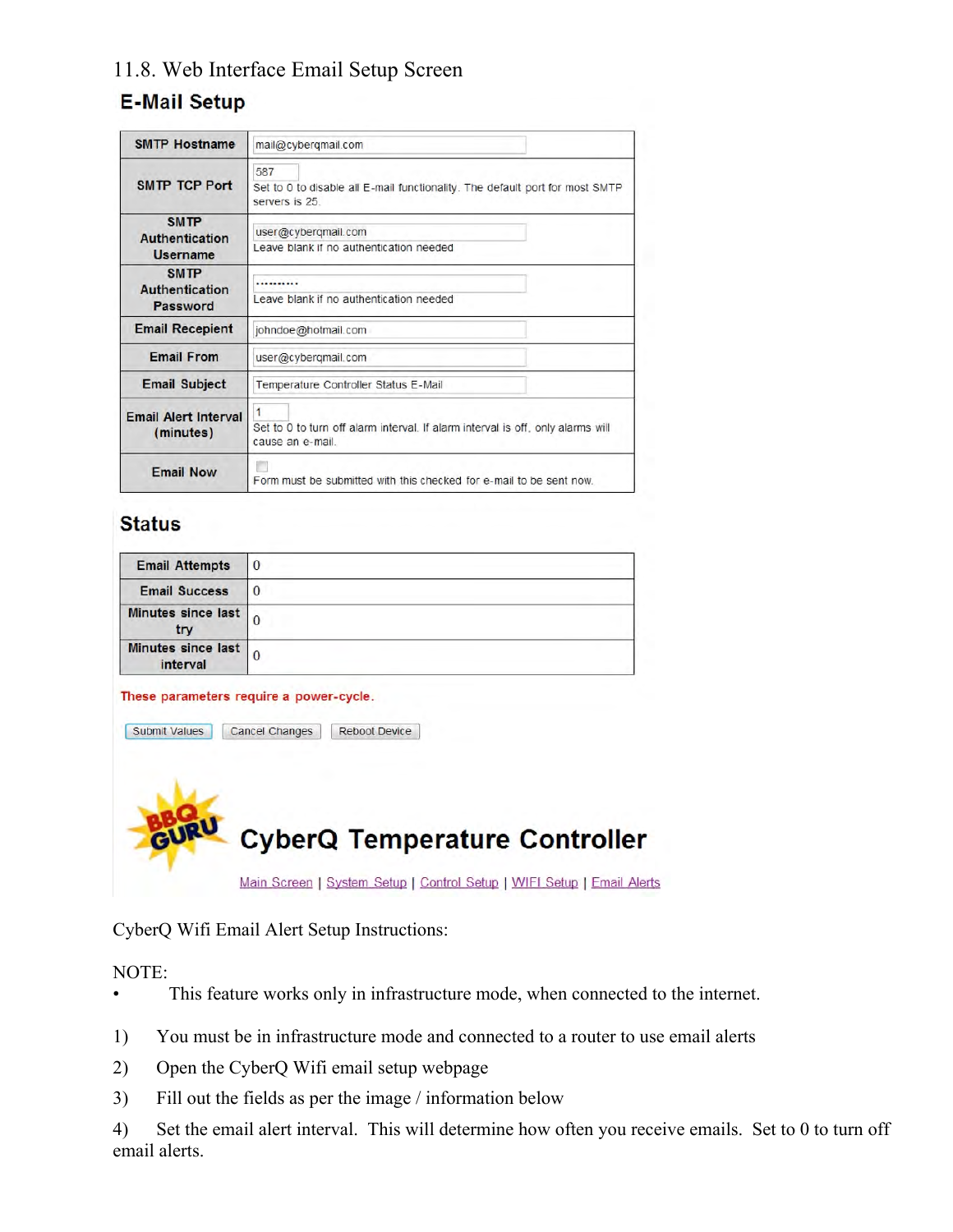11.8. Web Interface Email Setup Screen

## E-Mail Setup

| | |
|---|---|
| SMTP Hostname | mail@cyberqmail.com |
| SMTP TCP Port | 587<br>Set to 0 to disable all E-mail functionality. The default port for most SMTP servers is 25. |
| SMTP Authentication Username | user@cyberqmail.com<br>Leave blank if no authentication needed |
| SMTP Authentication Password | ..........<br>Leave blank if no authentication needed |
| Email Recepient | johndoe@hotmail.com |
| Email From | user@cyberqmail.com |
| Email Subject | Temperature Controller Status E-Mail |
| Email Alert Interval (minutes) | 1<br>Set to 0 to turn off alarm interval. If alarm interval is off, only alarms will cause an e-mail. |
| Email Now | Form must be submitted with this checked for e-mail to be sent now. |

## Status

| | |
|---|---|
| Email Attempts | 0 |
| Email Success | 0 |
| Minutes since last try | 0 |
| Minutes since last interval | 0 |

These parameters require a power-cycle.

Submit Values | Cancel Changes | Reboot Device

BBQ GURU **CyberQ Temperature Controller**

Main Screen | System Setup | Control Setup | WIFI Setup | Email Alerts

CyberQ Wifi Email Alert Setup Instructions:

NOTE:

- This feature works only in infrastructure mode, when connected to the internet.

1) You must be in infrastructure mode and connected to a router to use email alerts
2) Open the CyberQ Wifi email setup webpage
3) Fill out the fields as per the image / information below
4) Set the email alert interval. This will determine how often you receive emails. Set to 0 to turn off email alerts.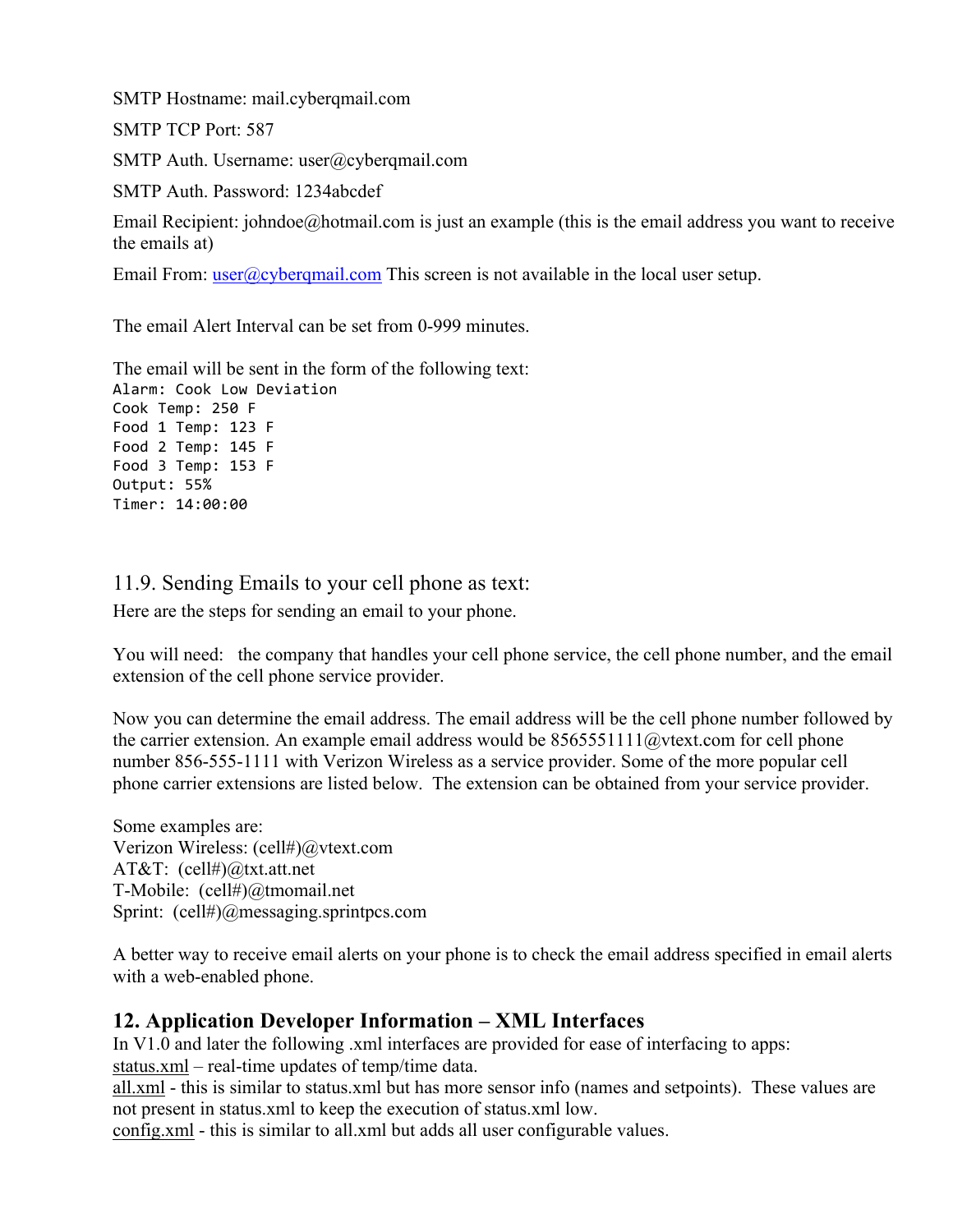SMTP Hostname: mail.cyberqmail.com

SMTP TCP Port: 587

SMTP Auth. Username: user@cyberqmail.com

SMTP Auth. Password: 1234abcdef

Email Recipient: johndoe@hotmail.com is just an example (this is the email address you want to receive the emails at)

Email From: user@cyberqmail.com This screen is not available in the local user setup.

The email Alert Interval can be set from 0-999 minutes.

The email will be sent in the form of the following text:

```
Alarm: Cook Low Deviation
Cook Temp: 250 F
Food 1 Temp: 123 F
Food 2 Temp: 145 F
Food 3 Temp: 153 F
Output: 55%
Timer: 14:00:00
```

### 11.9. Sending Emails to your cell phone as text:

Here are the steps for sending an email to your phone.

You will need: the company that handles your cell phone service, the cell phone number, and the email extension of the cell phone service provider.

Now you can determine the email address. The email address will be the cell phone number followed by the carrier extension. An example email address would be 8565551111@vtext.com for cell phone number 856-555-1111 with Verizon Wireless as a service provider. Some of the more popular cell phone carrier extensions are listed below. The extension can be obtained from your service provider.

Some examples are:
Verizon Wireless: (cell#)@vtext.com
AT&T: (cell#)@txt.att.net
T-Mobile: (cell#)@tmomail.net
Sprint: (cell#)@messaging.sprintpcs.com

A better way to receive email alerts on your phone is to check the email address specified in email alerts with a web-enabled phone.

## 12. Application Developer Information – XML Interfaces

In V1.0 and later the following .xml interfaces are provided for ease of interfacing to apps:
status.xml – real-time updates of temp/time data.
all.xml - this is similar to status.xml but has more sensor info (names and setpoints). These values are not present in status.xml to keep the execution of status.xml low.
config.xml - this is similar to all.xml but adds all user configurable values.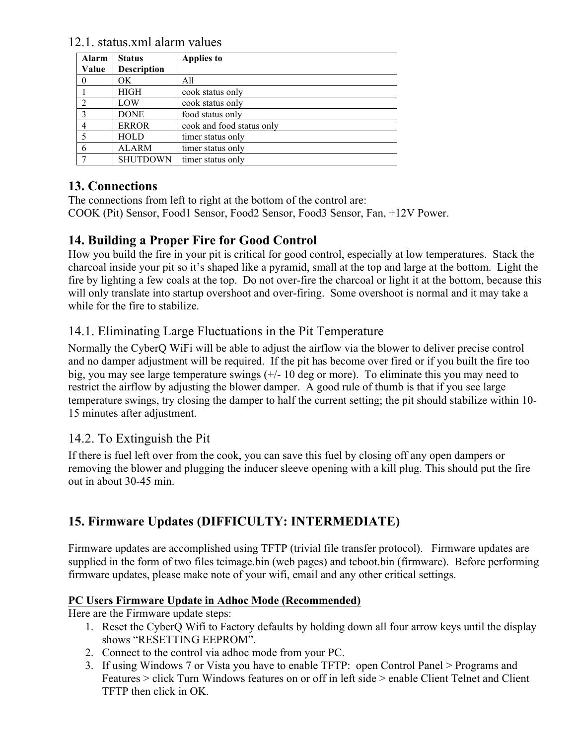### 12.1. status.xml alarm values

| Alarm Value | Status Description | Applies to |
|---|---|---|
| 0 | OK | All |
| 1 | HIGH | cook status only |
| 2 | LOW | cook status only |
| 3 | DONE | food status only |
| 4 | ERROR | cook and food status only |
| 5 | HOLD | timer status only |
| 6 | ALARM | timer status only |
| 7 | SHUTDOWN | timer status only |

## 13. Connections

The connections from left to right at the bottom of the control are:
COOK (Pit) Sensor, Food1 Sensor, Food2 Sensor, Food3 Sensor, Fan, +12V Power.

## 14. Building a Proper Fire for Good Control

How you build the fire in your pit is critical for good control, especially at low temperatures. Stack the charcoal inside your pit so it's shaped like a pyramid, small at the top and large at the bottom. Light the fire by lighting a few coals at the top. Do not over-fire the charcoal or light it at the bottom, because this will only translate into startup overshoot and over-firing. Some overshoot is normal and it may take a while for the fire to stabilize.

### 14.1. Eliminating Large Fluctuations in the Pit Temperature

Normally the CyberQ WiFi will be able to adjust the airflow via the blower to deliver precise control and no damper adjustment will be required. If the pit has become over fired or if you built the fire too big, you may see large temperature swings (+/- 10 deg or more). To eliminate this you may need to restrict the airflow by adjusting the blower damper. A good rule of thumb is that if you see large temperature swings, try closing the damper to half the current setting; the pit should stabilize within 10-15 minutes after adjustment.

### 14.2. To Extinguish the Pit

If there is fuel left over from the cook, you can save this fuel by closing off any open dampers or removing the blower and plugging the inducer sleeve opening with a kill plug. This should put the fire out in about 30-45 min.

## 15. Firmware Updates (DIFFICULTY: INTERMEDIATE)

Firmware updates are accomplished using TFTP (trivial file transfer protocol). Firmware updates are supplied in the form of two files tcimage.bin (web pages) and tcboot.bin (firmware). Before performing firmware updates, please make note of your wifi, email and any other critical settings.

**PC Users Firmware Update in Adhoc Mode (Recommended)**

Here are the Firmware update steps:

1. Reset the CyberQ Wifi to Factory defaults by holding down all four arrow keys until the display shows "RESETTING EEPROM".
2. Connect to the control via adhoc mode from your PC.
3. If using Windows 7 or Vista you have to enable TFTP: open Control Panel > Programs and Features > click Turn Windows features on or off in left side > enable Client Telnet and Client TFTP then click in OK.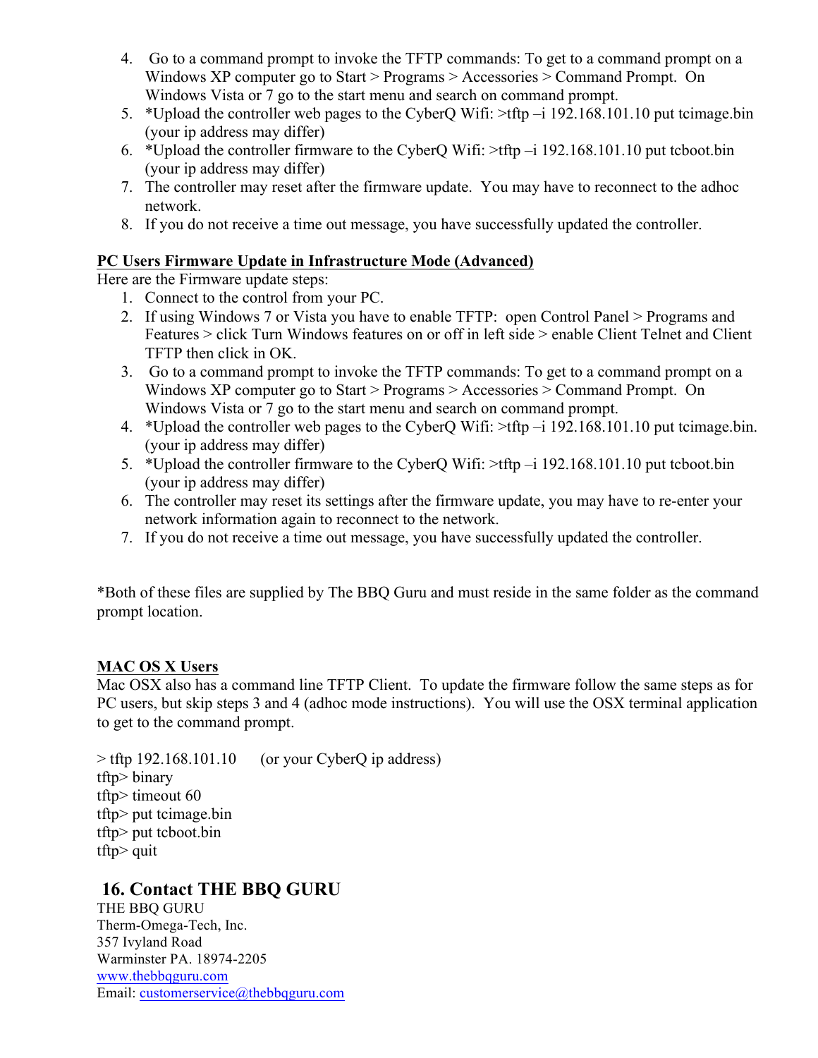4. Go to a command prompt to invoke the TFTP commands: To get to a command prompt on a Windows XP computer go to Start > Programs > Accessories > Command Prompt. On Windows Vista or 7 go to the start menu and search on command prompt.
5. *Upload the controller web pages to the CyberQ Wifi: >tftp –i 192.168.101.10 put tcimage.bin (your ip address may differ)
6. *Upload the controller firmware to the CyberQ Wifi: >tftp –i 192.168.101.10 put tcboot.bin (your ip address may differ)
7. The controller may reset after the firmware update. You may have to reconnect to the adhoc network.
8. If you do not receive a time out message, you have successfully updated the controller.

**PC Users Firmware Update in Infrastructure Mode (Advanced)**

Here are the Firmware update steps:

1. Connect to the control from your PC.
2. If using Windows 7 or Vista you have to enable TFTP: open Control Panel > Programs and Features > click Turn Windows features on or off in left side > enable Client Telnet and Client TFTP then click in OK.
3. Go to a command prompt to invoke the TFTP commands: To get to a command prompt on a Windows XP computer go to Start > Programs > Accessories > Command Prompt. On Windows Vista or 7 go to the start menu and search on command prompt.
4. *Upload the controller web pages to the CyberQ Wifi: >tftp –i 192.168.101.10 put tcimage.bin. (your ip address may differ)
5. *Upload the controller firmware to the CyberQ Wifi: >tftp –i 192.168.101.10 put tcboot.bin (your ip address may differ)
6. The controller may reset its settings after the firmware update, you may have to re-enter your network information again to reconnect to the network.
7. If you do not receive a time out message, you have successfully updated the controller.

*Both of these files are supplied by The BBQ Guru and must reside in the same folder as the command prompt location.

**MAC OS X Users**

Mac OSX also has a command line TFTP Client. To update the firmware follow the same steps as for PC users, but skip steps 3 and 4 (adhoc mode instructions). You will use the OSX terminal application to get to the command prompt.

```
> tftp 192.168.101.10      (or your CyberQ ip address)
tftp> binary
tftp> timeout 60
tftp> put tcimage.bin
tftp> put tcboot.bin
tftp> quit
```

## 16. Contact THE BBQ GURU

THE BBQ GURU
Therm-Omega-Tech, Inc.
357 Ivyland Road
Warminster PA. 18974-2205
www.thebbqguru.com
Email: customerservice@thebbqguru.com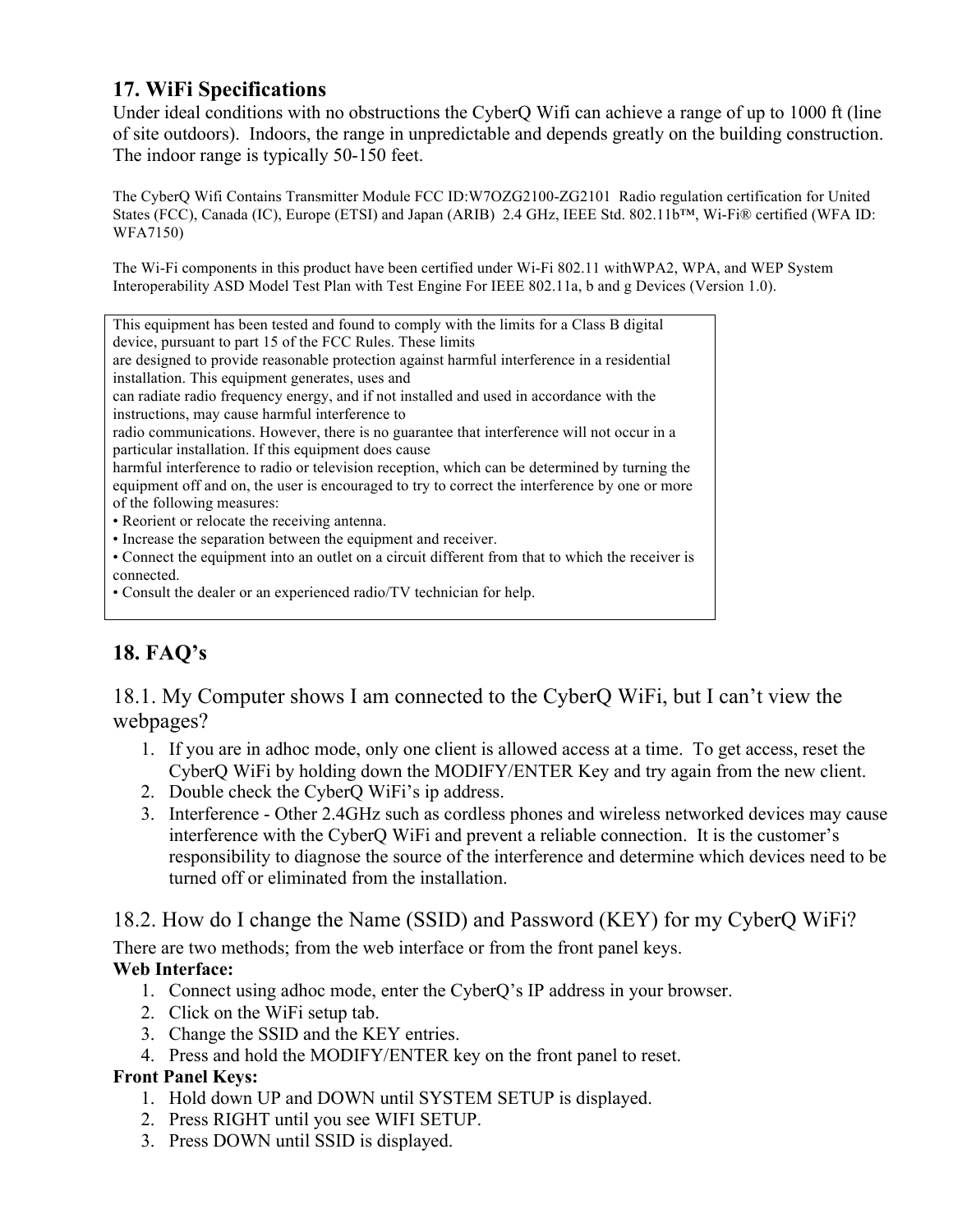## 17. WiFi Specifications

Under ideal conditions with no obstructions the CyberQ Wifi can achieve a range of up to 1000 ft (line of site outdoors). Indoors, the range in unpredictable and depends greatly on the building construction. The indoor range is typically 50-150 feet.

The CyberQ Wifi Contains Transmitter Module FCC ID:W7OZG2100-ZG2101 Radio regulation certification for United States (FCC), Canada (IC), Europe (ETSI) and Japan (ARIB) 2.4 GHz, IEEE Std. 802.11b™, Wi-Fi® certified (WFA ID: WFA7150)

The Wi-Fi components in this product have been certified under Wi-Fi 802.11 withWPA2, WPA, and WEP System Interoperability ASD Model Test Plan with Test Engine For IEEE 802.11a, b and g Devices (Version 1.0).

This equipment has been tested and found to comply with the limits for a Class B digital device, pursuant to part 15 of the FCC Rules. These limits are designed to provide reasonable protection against harmful interference in a residential installation. This equipment generates, uses and can radiate radio frequency energy, and if not installed and used in accordance with the instructions, may cause harmful interference to radio communications. However, there is no guarantee that interference will not occur in a particular installation. If this equipment does cause harmful interference to radio or television reception, which can be determined by turning the equipment off and on, the user is encouraged to try to correct the interference by one or more of the following measures:

- Reorient or relocate the receiving antenna.
- Increase the separation between the equipment and receiver.
- Connect the equipment into an outlet on a circuit different from that to which the receiver is connected.
- Consult the dealer or an experienced radio/TV technician for help.

## 18. FAQ's

### 18.1. My Computer shows I am connected to the CyberQ WiFi, but I can't view the webpages?

1. If you are in adhoc mode, only one client is allowed access at a time. To get access, reset the CyberQ WiFi by holding down the MODIFY/ENTER Key and try again from the new client.
2. Double check the CyberQ WiFi's ip address.
3. Interference - Other 2.4GHz such as cordless phones and wireless networked devices may cause interference with the CyberQ WiFi and prevent a reliable connection. It is the customer's responsibility to diagnose the source of the interference and determine which devices need to be turned off or eliminated from the installation.

### 18.2. How do I change the Name (SSID) and Password (KEY) for my CyberQ WiFi?

There are two methods; from the web interface or from the front panel keys.

**Web Interface:**

1. Connect using adhoc mode, enter the CyberQ's IP address in your browser.
2. Click on the WiFi setup tab.
3. Change the SSID and the KEY entries.
4. Press and hold the MODIFY/ENTER key on the front panel to reset.

**Front Panel Keys:**

1. Hold down UP and DOWN until SYSTEM SETUP is displayed.
2. Press RIGHT until you see WIFI SETUP.
3. Press DOWN until SSID is displayed.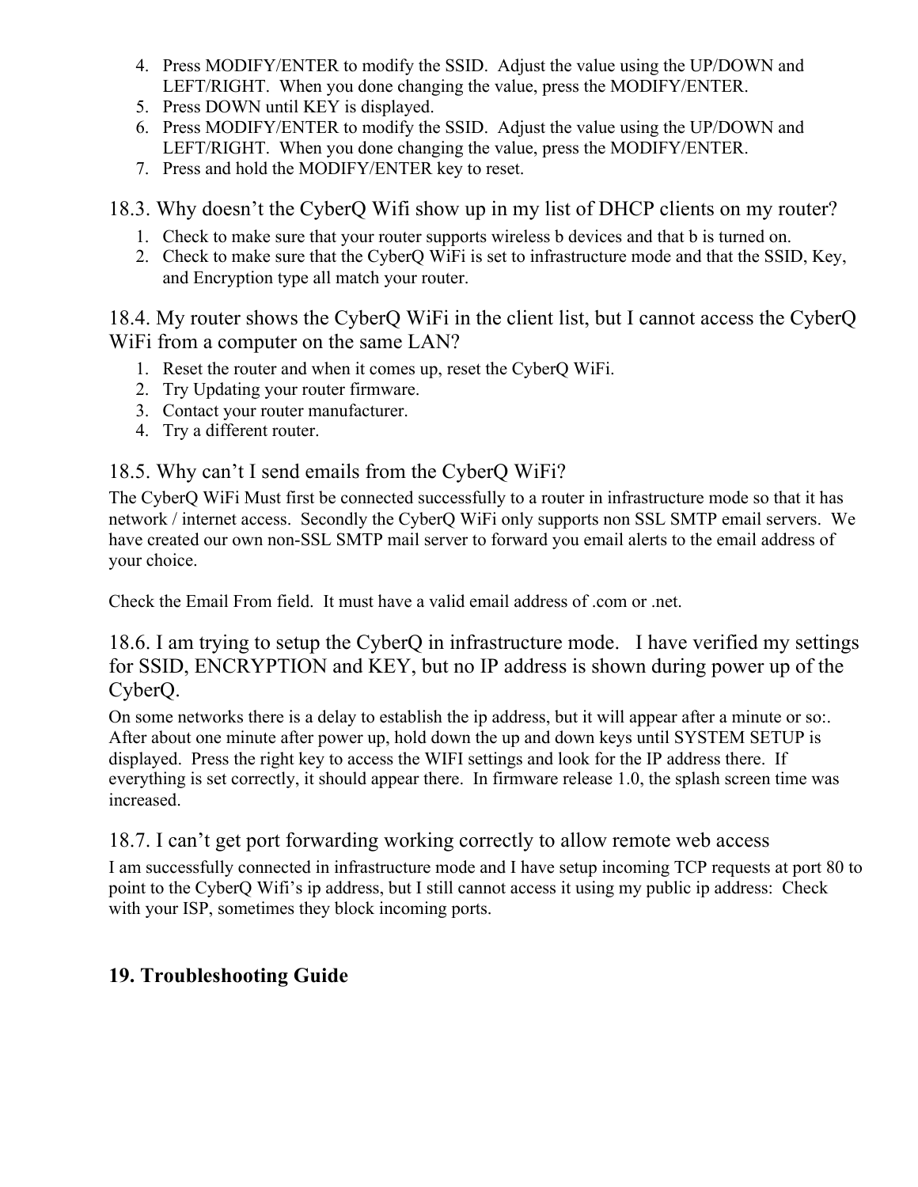4. Press MODIFY/ENTER to modify the SSID. Adjust the value using the UP/DOWN and LEFT/RIGHT. When you done changing the value, press the MODIFY/ENTER.
5. Press DOWN until KEY is displayed.
6. Press MODIFY/ENTER to modify the SSID. Adjust the value using the UP/DOWN and LEFT/RIGHT. When you done changing the value, press the MODIFY/ENTER.
7. Press and hold the MODIFY/ENTER key to reset.

### 18.3. Why doesn't the CyberQ Wifi show up in my list of DHCP clients on my router?

1. Check to make sure that your router supports wireless b devices and that b is turned on.
2. Check to make sure that the CyberQ WiFi is set to infrastructure mode and that the SSID, Key, and Encryption type all match your router.

### 18.4. My router shows the CyberQ WiFi in the client list, but I cannot access the CyberQ WiFi from a computer on the same LAN?

1. Reset the router and when it comes up, reset the CyberQ WiFi.
2. Try Updating your router firmware.
3. Contact your router manufacturer.
4. Try a different router.

### 18.5. Why can't I send emails from the CyberQ WiFi?

The CyberQ WiFi Must first be connected successfully to a router in infrastructure mode so that it has network / internet access. Secondly the CyberQ WiFi only supports non SSL SMTP email servers. We have created our own non-SSL SMTP mail server to forward you email alerts to the email address of your choice.

Check the Email From field. It must have a valid email address of .com or .net.

### 18.6. I am trying to setup the CyberQ in infrastructure mode. I have verified my settings for SSID, ENCRYPTION and KEY, but no IP address is shown during power up of the CyberQ.

On some networks there is a delay to establish the ip address, but it will appear after a minute or so:. After about one minute after power up, hold down the up and down keys until SYSTEM SETUP is displayed. Press the right key to access the WIFI settings and look for the IP address there. If everything is set correctly, it should appear there. In firmware release 1.0, the splash screen time was increased.

### 18.7. I can't get port forwarding working correctly to allow remote web access

I am successfully connected in infrastructure mode and I have setup incoming TCP requests at port 80 to point to the CyberQ Wifi's ip address, but I still cannot access it using my public ip address: Check with your ISP, sometimes they block incoming ports.

## 19. Troubleshooting Guide